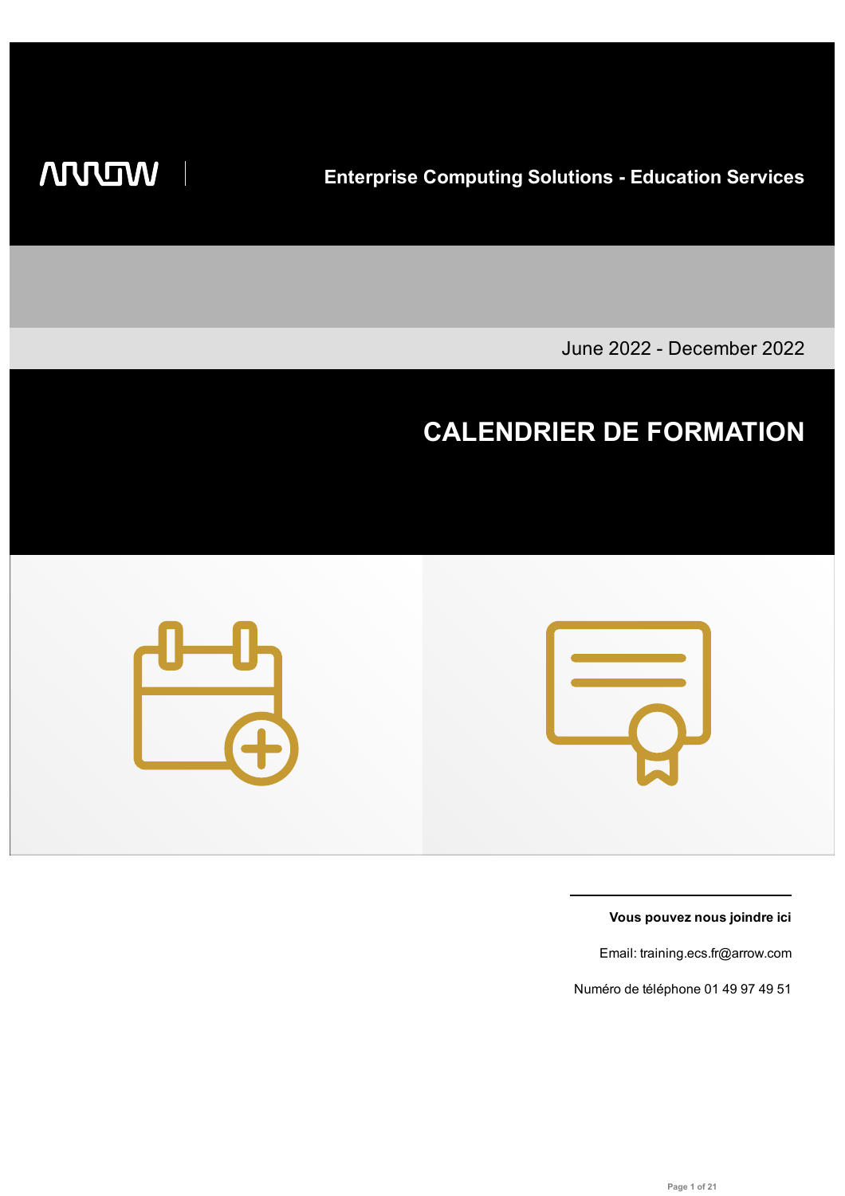ARROW | **Enterprise Computing Solutions - Education Services**

June 2022 - December 2022

# CALENDRIER DE FORMATION

**Vous pouvez nous joindre ici**

Email: training.ecs.fr@arrow.com

Numéro de téléphone 01 49 97 49 51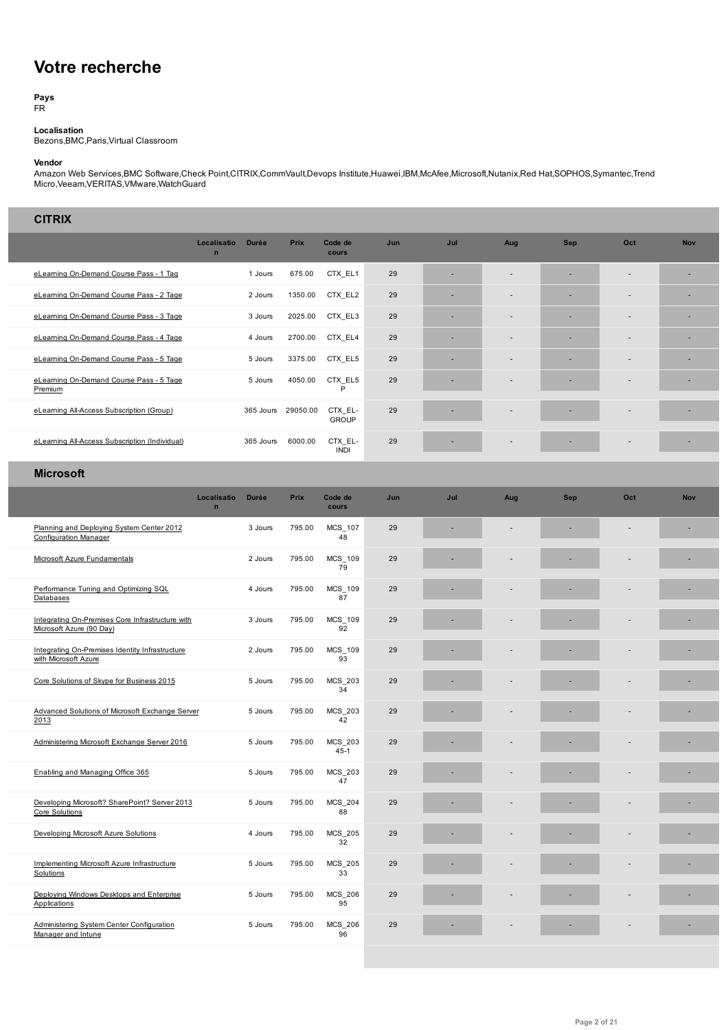# Votre recherche

**Pays**
FR

**Localisation**
Bezons,BMC,Paris,Virtual Classroom

**Vendor**
Amazon Web Services,BMC Software,Check Point,CITRIX,CommVault,Devops Institute,Huawei,IBM,McAfee,Microsoft,Nutanix,Red Hat,SOPHOS,Symantec,Trend Micro,Veeam,VERITAS,VMware,WatchGuard

## CITRIX

| | Localisation | Durée | Prix | Code de cours | Jun | Jul | Aug | Sep | Oct | Nov |
|---|---|---|---|---|---|---|---|---|---|---|
| eLearning On-Demand Course Pass - 1 Tag | | 1 Jours | 675.00 | CTX_EL1 | 29 | - | - | - | - | - |
| eLearning On-Demand Course Pass - 2 Tage | | 2 Jours | 1350.00 | CTX_EL2 | 29 | - | - | - | - | - |
| eLearning On-Demand Course Pass - 3 Tage | | 3 Jours | 2025.00 | CTX_EL3 | 29 | - | - | - | - | - |
| eLearning On-Demand Course Pass - 4 Tage | | 4 Jours | 2700.00 | CTX_EL4 | 29 | - | - | - | - | - |
| eLearning On-Demand Course Pass - 5 Tage | | 5 Jours | 3375.00 | CTX_EL5 | 29 | - | - | - | - | - |
| eLearning On-Demand Course Pass - 5 Tage Premium | | 5 Jours | 4050.00 | CTX_EL5P | 29 | - | - | - | - | - |
| eLearning All-Access Subscription (Group) | | 365 Jours | 29050.00 | CTX_EL-GROUP | 29 | - | - | - | - | - |
| eLearning All-Access Subscription (Individual) | | 365 Jours | 6000.00 | CTX_EL-INDI | 29 | - | - | - | - | - |

## Microsoft

| | Localisation | Durée | Prix | Code de cours | Jun | Jul | Aug | Sep | Oct | Nov |
|---|---|---|---|---|---|---|---|---|---|---|
| Planning and Deploying System Center 2012 Configuration Manager | | 3 Jours | 795.00 | MCS_10748 | 29 | - | - | - | - | - |
| Microsoft Azure Fundamentals | | 2 Jours | 795.00 | MCS_10979 | 29 | - | - | - | - | - |
| Performance Tuning and Optimizing SQL Databases | | 4 Jours | 795.00 | MCS_10987 | 29 | - | - | - | - | - |
| Integrating On-Premises Core Infrastructure with Microsoft Azure (90 Day) | | 3 Jours | 795.00 | MCS_10992 | 29 | - | - | - | - | - |
| Integrating On-Premises Identity Infrastructure with Microsoft Azure | | 2 Jours | 795.00 | MCS_10993 | 29 | - | - | - | - | - |
| Core Solutions of Skype for Business 2015 | | 5 Jours | 795.00 | MCS_20334 | 29 | - | - | - | - | - |
| Advanced Solutions of Microsoft Exchange Server 2013 | | 5 Jours | 795.00 | MCS_20342 | 29 | - | - | - | - | - |
| Administering Microsoft Exchange Server 2016 | | 5 Jours | 795.00 | MCS_20345-1 | 29 | - | - | - | - | - |
| Enabling and Managing Office 365 | | 5 Jours | 795.00 | MCS_20347 | 29 | - | - | - | - | - |
| Developing Microsoft? SharePoint? Server 2013 Core Solutions | | 5 Jours | 795.00 | MCS_20488 | 29 | - | - | - | - | - |
| Developing Microsoft Azure Solutions | | 4 Jours | 795.00 | MCS_20532 | 29 | - | - | - | - | - |
| Implementing Microsoft Azure Infrastructure Solutions | | 5 Jours | 795.00 | MCS_20533 | 29 | - | - | - | - | - |
| Deploying Windows Desktops and Enterprise Applications | | 5 Jours | 795.00 | MCS_20695 | 29 | - | - | - | - | - |
| Administering System Center Configuration Manager and Intune | | 5 Jours | 795.00 | MCS_20696 | 29 | - | - | - | - | - |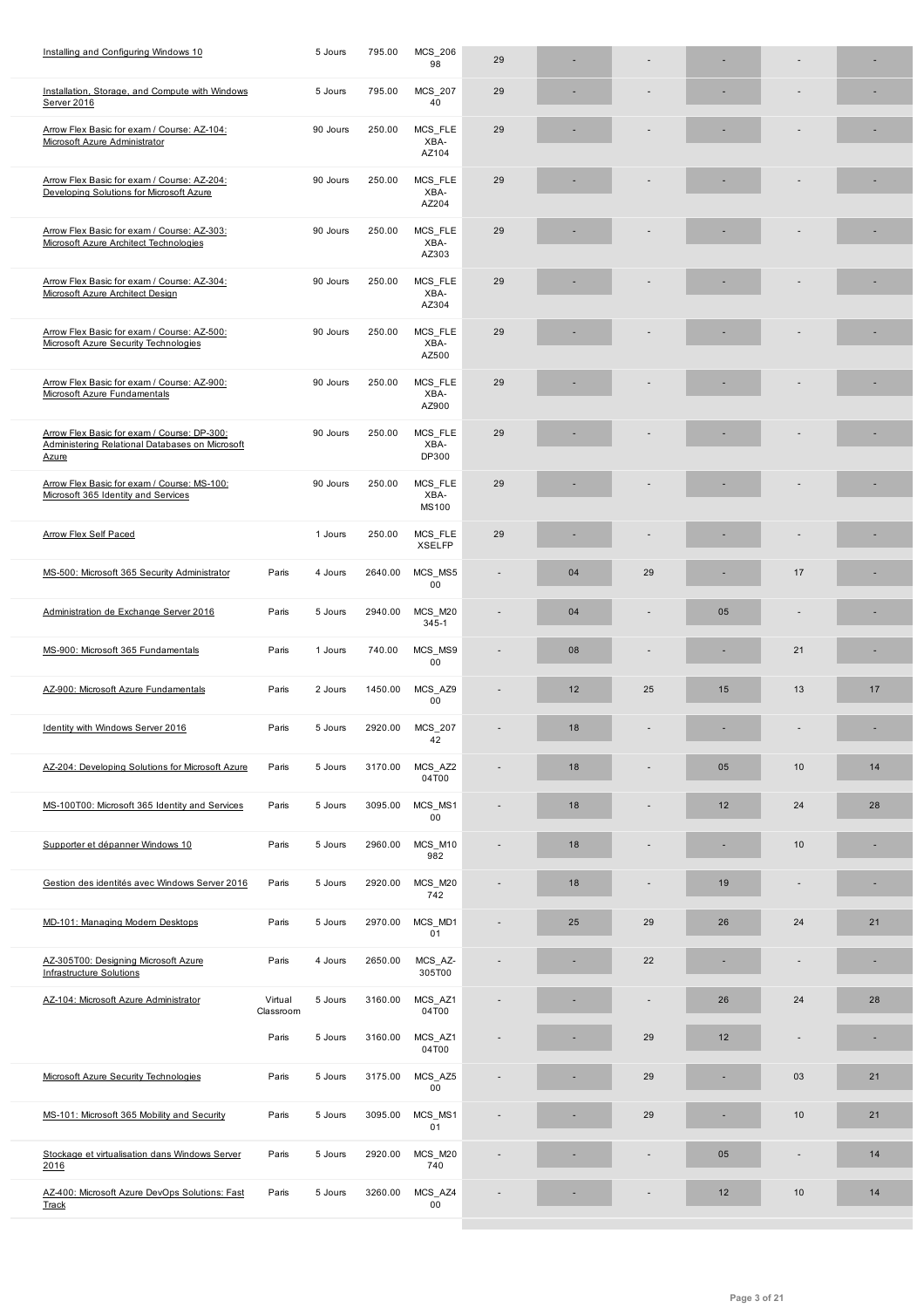| | | | | | | | | | | |
|---|---|---|---|---|---|---|---|---|---|---|
| Installing and Configuring Windows 10 | | 5 Jours | 795.00 | MCS_20698 | 29 | - | - | - | - | - |
| Installation, Storage, and Compute with Windows Server 2016 | | 5 Jours | 795.00 | MCS_20740 | 29 | - | - | - | - | - |
| Arrow Flex Basic for exam / Course: AZ-104: Microsoft Azure Administrator | | 90 Jours | 250.00 | MCS_FLEXBA-AZ104 | 29 | - | - | - | - | - |
| Arrow Flex Basic for exam / Course: AZ-204: Developing Solutions for Microsoft Azure | | 90 Jours | 250.00 | MCS_FLEXBA-AZ204 | 29 | - | - | - | - | - |
| Arrow Flex Basic for exam / Course: AZ-303: Microsoft Azure Architect Technologies | | 90 Jours | 250.00 | MCS_FLEXBA-AZ303 | 29 | - | - | - | - | - |
| Arrow Flex Basic for exam / Course: AZ-304: Microsoft Azure Architect Design | | 90 Jours | 250.00 | MCS_FLEXBA-AZ304 | 29 | - | - | - | - | - |
| Arrow Flex Basic for exam / Course: AZ-500: Microsoft Azure Security Technologies | | 90 Jours | 250.00 | MCS_FLEXBA-AZ500 | 29 | - | - | - | - | - |
| Arrow Flex Basic for exam / Course: AZ-900: Microsoft Azure Fundamentals | | 90 Jours | 250.00 | MCS_FLEXBA-AZ900 | 29 | - | - | - | - | - |
| Arrow Flex Basic for exam / Course: DP-300: Administering Relational Databases on Microsoft Azure | | 90 Jours | 250.00 | MCS_FLEXBA-DP300 | 29 | - | - | - | - | - |
| Arrow Flex Basic for exam / Course: MS-100: Microsoft 365 Identity and Services | | 90 Jours | 250.00 | MCS_FLEXBA-MS100 | 29 | - | - | - | - | - |
| Arrow Flex Self Paced | | 1 Jours | 250.00 | MCS_FLEXSELFP | 29 | - | - | - | - | - |
| MS-500: Microsoft 365 Security Administrator | Paris | 4 Jours | 2640.00 | MCS_MS500 | - | 04 | 29 | - | 17 | - |
| Administration de Exchange Server 2016 | Paris | 5 Jours | 2940.00 | MCS_M20345-1 | - | 04 | - | 05 | - | - |
| MS-900: Microsoft 365 Fundamentals | Paris | 1 Jours | 740.00 | MCS_MS900 | - | 08 | - | - | 21 | - |
| AZ-900: Microsoft Azure Fundamentals | Paris | 2 Jours | 1450.00 | MCS_AZ900 | - | 12 | 25 | 15 | 13 | 17 |
| Identity with Windows Server 2016 | Paris | 5 Jours | 2920.00 | MCS_20742 | - | 18 | - | - | - | - |
| AZ-204: Developing Solutions for Microsoft Azure | Paris | 5 Jours | 3170.00 | MCS_AZ204T00 | - | 18 | - | 05 | 10 | 14 |
| MS-100T00: Microsoft 365 Identity and Services | Paris | 5 Jours | 3095.00 | MCS_MS100 | - | 18 | - | 12 | 24 | 28 |
| Supporter et dépanner Windows 10 | Paris | 5 Jours | 2960.00 | MCS_M10982 | - | 18 | - | - | 10 | - |
| Gestion des identités avec Windows Server 2016 | Paris | 5 Jours | 2920.00 | MCS_M20742 | - | 18 | - | 19 | - | - |
| MD-101: Managing Modern Desktops | Paris | 5 Jours | 2970.00 | MCS_MD101 | - | 25 | 29 | 26 | 24 | 21 |
| AZ-305T00: Designing Microsoft Azure Infrastructure Solutions | Paris | 4 Jours | 2650.00 | MCS_AZ-305T00 | - | - | 22 | - | - | - |
| AZ-104: Microsoft Azure Administrator | Virtual Classroom | 5 Jours | 3160.00 | MCS_AZ104T00 | - | - | - | 26 | 24 | 28 |
| | Paris | 5 Jours | 3160.00 | MCS_AZ104T00 | - | - | 29 | 12 | - | - |
| Microsoft Azure Security Technologies | Paris | 5 Jours | 3175.00 | MCS_AZ500 | - | - | 29 | - | 03 | 21 |
| MS-101: Microsoft 365 Mobility and Security | Paris | 5 Jours | 3095.00 | MCS_MS101 | - | - | 29 | - | 10 | 21 |
| Stockage et virtualisation dans Windows Server 2016 | Paris | 5 Jours | 2920.00 | MCS_M20740 | - | - | - | 05 | - | 14 |
| AZ-400: Microsoft Azure DevOps Solutions: Fast Track | Paris | 5 Jours | 3260.00 | MCS_AZ400 | - | - | - | 12 | 10 | 14 |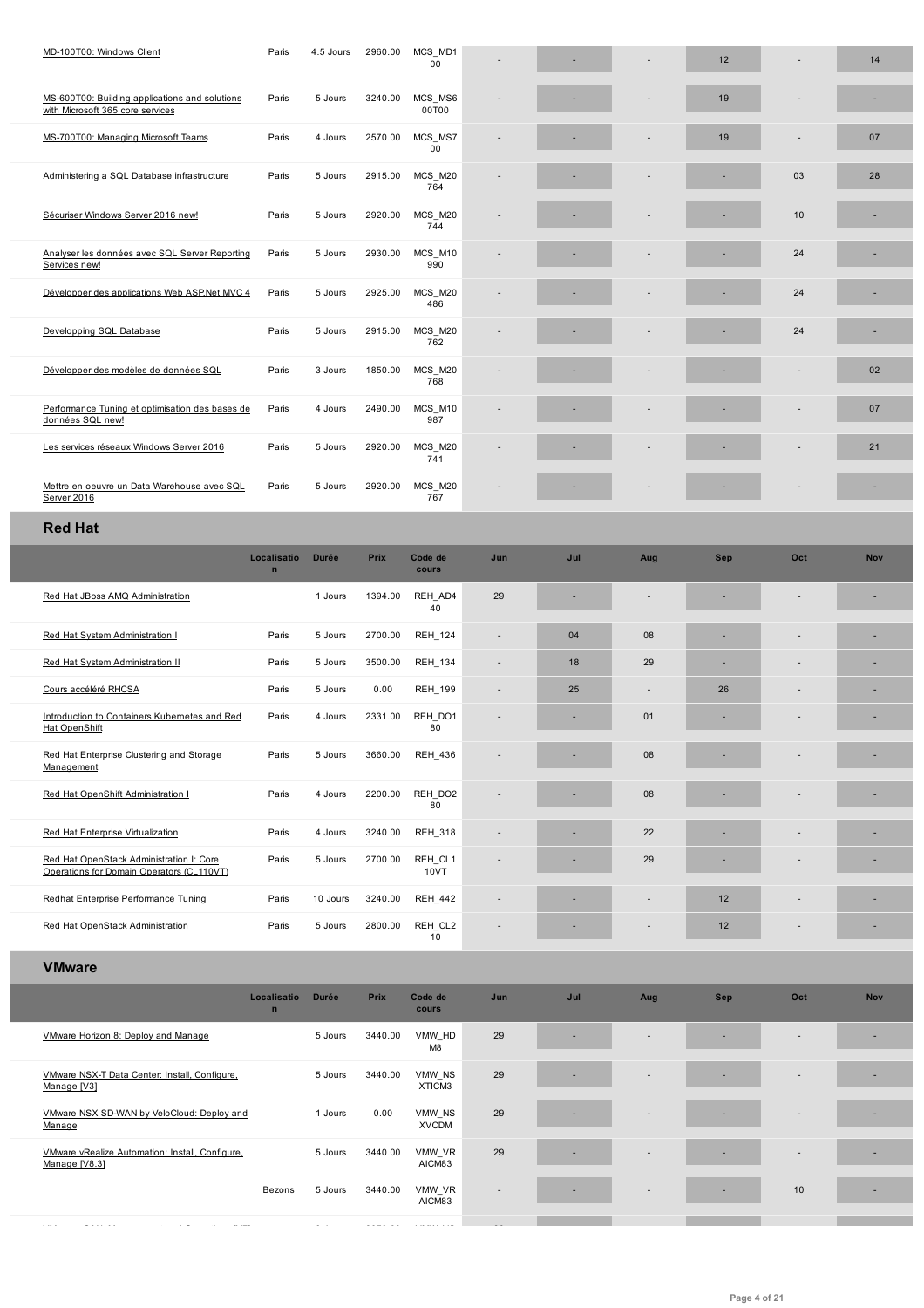| | Localisation | Durée | Prix | Code de cours | Jun | Jul | Aug | Sep | Oct | Nov |
|---|---|---|---|---|---|---|---|---|---|---|
| MD-100T00: Windows Client | Paris | 4.5 Jours | 2960.00 | MCS_MD100 | - | - | - | 12 | - | 14 |
| MS-600T00: Building applications and solutions with Microsoft 365 core services | Paris | 5 Jours | 3240.00 | MCS_MS600T00 | - | - | - | 19 | - | - |
| MS-700T00: Managing Microsoft Teams | Paris | 4 Jours | 2570.00 | MCS_MS700 | - | - | - | 19 | - | 07 |
| Administering a SQL Database infrastructure | Paris | 5 Jours | 2915.00 | MCS_M20764 | - | - | - | - | 03 | 28 |
| Sécuriser Windows Server 2016 new! | Paris | 5 Jours | 2920.00 | MCS_M20744 | - | - | - | - | 10 | - |
| Analyser les données avec SQL Server Reporting Services new! | Paris | 5 Jours | 2930.00 | MCS_M10990 | - | - | - | - | 24 | - |
| Développer des applications Web ASP.Net MVC 4 | Paris | 5 Jours | 2925.00 | MCS_M20486 | - | - | - | - | 24 | - |
| Developping SQL Database | Paris | 5 Jours | 2915.00 | MCS_M20762 | - | - | - | - | 24 | - |
| Développer des modèles de données SQL | Paris | 3 Jours | 1850.00 | MCS_M20768 | - | - | - | - | - | 02 |
| Performance Tuning et optimisation des bases de données SQL new! | Paris | 4 Jours | 2490.00 | MCS_M10987 | - | - | - | - | - | 07 |
| Les services réseaux Windows Server 2016 | Paris | 5 Jours | 2920.00 | MCS_M20741 | - | - | - | - | - | 21 |
| Mettre en oeuvre un Data Warehouse avec SQL Server 2016 | Paris | 5 Jours | 2920.00 | MCS_M20767 | - | - | - | - | - | - |

## Red Hat

| | Localisation | Durée | Prix | Code de cours | Jun | Jul | Aug | Sep | Oct | Nov |
|---|---|---|---|---|---|---|---|---|---|---|
| Red Hat JBoss AMQ Administration | | 1 Jours | 1394.00 | REH_AD440 | 29 | - | - | - | - | - |
| Red Hat System Administration I | Paris | 5 Jours | 2700.00 | REH_124 | - | 04 | 08 | - | - | - |
| Red Hat System Administration II | Paris | 5 Jours | 3500.00 | REH_134 | - | 18 | 29 | - | - | - |
| Cours accéléré RHCSA | Paris | 5 Jours | 0.00 | REH_199 | - | 25 | - | 26 | - | - |
| Introduction to Containers Kubernetes and Red Hat OpenShift | Paris | 4 Jours | 2331.00 | REH_DO180 | - | - | 01 | - | - | - |
| Red Hat Enterprise Clustering and Storage Management | Paris | 5 Jours | 3660.00 | REH_436 | - | - | 08 | - | - | - |
| Red Hat OpenShift Administration I | Paris | 4 Jours | 2200.00 | REH_DO280 | - | - | 08 | - | - | - |
| Red Hat Enterprise Virtualization | Paris | 4 Jours | 3240.00 | REH_318 | - | - | 22 | - | - | - |
| Red Hat OpenStack Administration I: Core Operations for Domain Operators (CL110VT) | Paris | 5 Jours | 2700.00 | REH_CL110VT | - | - | 29 | - | - | - |
| Redhat Enterprise Performance Tuning | Paris | 10 Jours | 3240.00 | REH_442 | - | - | - | 12 | - | - |
| Red Hat OpenStack Administration | Paris | 5 Jours | 2800.00 | REH_CL210 | - | - | - | 12 | - | - |

## VMware

| | Localisation | Durée | Prix | Code de cours | Jun | Jul | Aug | Sep | Oct | Nov |
|---|---|---|---|---|---|---|---|---|---|---|
| VMware Horizon 8: Deploy and Manage | | 5 Jours | 3440.00 | VMW_HDM8 | 29 | - | - | - | - | - |
| VMware NSX-T Data Center: Install, Configure, Manage [V3] | | 5 Jours | 3440.00 | VMW_NSXTICM3 | 29 | - | - | - | - | - |
| VMware NSX SD-WAN by VeloCloud: Deploy and Manage | | 1 Jours | 0.00 | VMW_NSXVCDM | 29 | - | - | - | - | - |
| VMware vRealize Automation: Install, Configure, Manage [V8.3] | | 5 Jours | 3440.00 | VMW_VRAICM83 | 29 | - | - | - | - | - |
| | Bezons | 5 Jours | 3440.00 | VMW_VRAICM83 | - | - | - | - | 10 | - |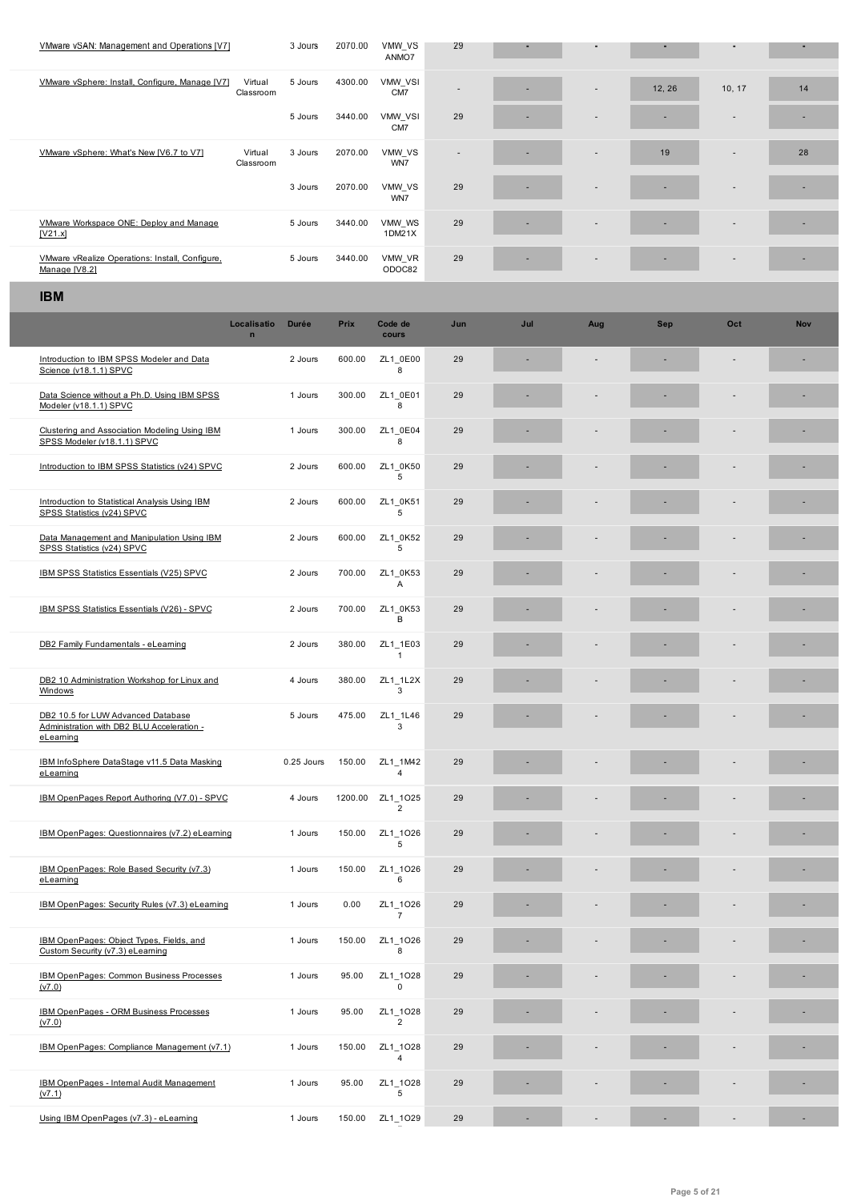| | | | | | | | | | | |
|---|---|---|---|---|---|---|---|---|---|---|
| VMware vSAN: Management and Operations [V7] | | 3 Jours | 2070.00 | VMW_VSANMO7 | 29 | - | - | - | - | - |
| VMware vSphere: Install, Configure, Manage [V7] | Virtual Classroom | 5 Jours | 4300.00 | VMW_VSICM7 | - | - | - | 12, 26 | 10, 17 | 14 |
| | | 5 Jours | 3440.00 | VMW_VSICM7 | 29 | - | - | - | - | - |
| VMware vSphere: What's New [V6.7 to V7] | Virtual Classroom | 3 Jours | 2070.00 | VMW_VSWN7 | - | - | - | 19 | - | 28 |
| | | 3 Jours | 2070.00 | VMW_VSWN7 | 29 | - | - | - | - | - |
| VMware Workspace ONE: Deploy and Manage [V21.x] | | 5 Jours | 3440.00 | VMW_WS1DM21X | 29 | - | - | - | - | - |
| VMware vRealize Operations: Install, Configure, Manage [V8.2] | | 5 Jours | 3440.00 | VMW_VRODOC82 | 29 | - | - | - | - | - |

## IBM

| | Localisation | Durée | Prix | Code de cours | Jun | Jul | Aug | Sep | Oct | Nov |
|---|---|---|---|---|---|---|---|---|---|---|
| Introduction to IBM SPSS Modeler and Data Science (v18.1.1) SPVC | | 2 Jours | 600.00 | ZL1_0E008 | 29 | - | - | - | - | - |
| Data Science without a Ph.D. Using IBM SPSS Modeler (v18.1.1) SPVC | | 1 Jours | 300.00 | ZL1_0E018 | 29 | - | - | - | - | - |
| Clustering and Association Modeling Using IBM SPSS Modeler (v18.1.1) SPVC | | 1 Jours | 300.00 | ZL1_0E048 | 29 | - | - | - | - | - |
| Introduction to IBM SPSS Statistics (v24) SPVC | | 2 Jours | 600.00 | ZL1_0K505 | 29 | - | - | - | - | - |
| Introduction to Statistical Analysis Using IBM SPSS Statistics (v24) SPVC | | 2 Jours | 600.00 | ZL1_0K515 | 29 | - | - | - | - | - |
| Data Management and Manipulation Using IBM SPSS Statistics (v24) SPVC | | 2 Jours | 600.00 | ZL1_0K525 | 29 | - | - | - | - | - |
| IBM SPSS Statistics Essentials (V25) SPVC | | 2 Jours | 700.00 | ZL1_0K53A | 29 | - | - | - | - | - |
| IBM SPSS Statistics Essentials (V26) - SPVC | | 2 Jours | 700.00 | ZL1_0K53B | 29 | - | - | - | - | - |
| DB2 Family Fundamentals - eLearning | | 2 Jours | 380.00 | ZL1_1E031 | 29 | - | - | - | - | - |
| DB2 10 Administration Workshop for Linux and Windows | | 4 Jours | 380.00 | ZL1_1L2X3 | 29 | - | - | - | - | - |
| DB2 10.5 for LUW Advanced Database Administration with DB2 BLU Acceleration - eLearning | | 5 Jours | 475.00 | ZL1_1L463 | 29 | - | - | - | - | - |
| IBM InfoSphere DataStage v11.5 Data Masking eLearning | | 0.25 Jours | 150.00 | ZL1_1M424 | 29 | - | - | - | - | - |
| IBM OpenPages Report Authoring (V7.0) - SPVC | | 4 Jours | 1200.00 | ZL1_1O252 | 29 | - | - | - | - | - |
| IBM OpenPages: Questionnaires (v7.2) eLearning | | 1 Jours | 150.00 | ZL1_1O265 | 29 | - | - | - | - | - |
| IBM OpenPages: Role Based Security (v7.3) eLearning | | 1 Jours | 150.00 | ZL1_1O266 | 29 | - | - | - | - | - |
| IBM OpenPages: Security Rules (v7.3) eLearning | | 1 Jours | 0.00 | ZL1_1O267 | 29 | - | - | - | - | - |
| IBM OpenPages: Object Types, Fields, and Custom Security (v7.3) eLearning | | 1 Jours | 150.00 | ZL1_1O268 | 29 | - | - | - | - | - |
| IBM OpenPages: Common Business Processes (v7.0) | | 1 Jours | 95.00 | ZL1_1O280 | 29 | - | - | - | - | - |
| IBM OpenPages - ORM Business Processes (v7.0) | | 1 Jours | 95.00 | ZL1_1O282 | 29 | - | - | - | - | - |
| IBM OpenPages: Compliance Management (v7.1) | | 1 Jours | 150.00 | ZL1_1O284 | 29 | - | - | - | - | - |
| IBM OpenPages - Internal Audit Management (v7.1) | | 1 Jours | 95.00 | ZL1_1O285 | 29 | - | - | - | - | - |
| Using IBM OpenPages (v7.3) - eLearning | | 1 Jours | 150.00 | ZL1_1O29 | 29 | - | - | - | - | - |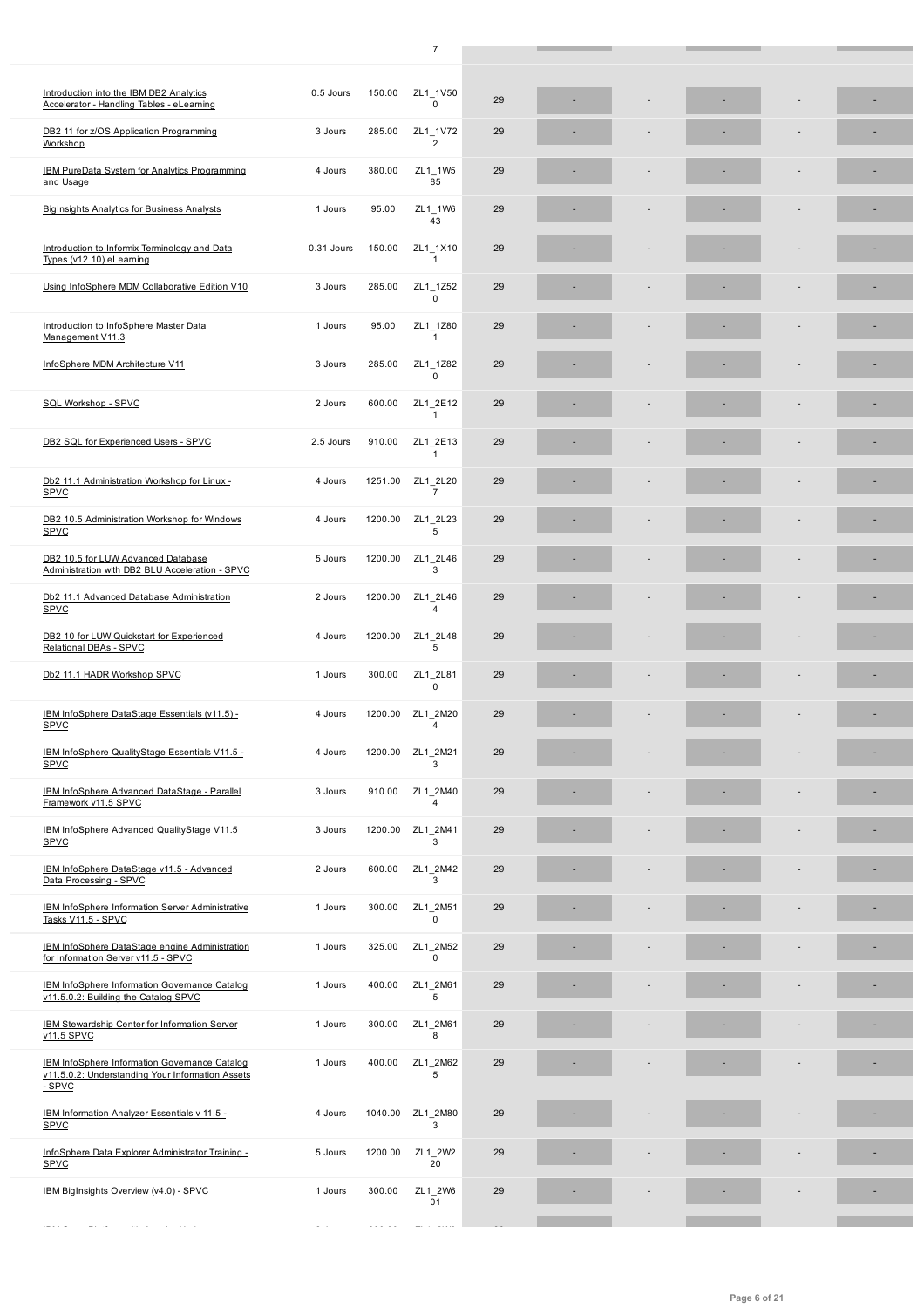| | | | | | | | | | | |
|---|---|---|---|---|---|---|---|---|---|---|
| | | | 7 | | | | | | | |
| Introduction into the IBM DB2 Analytics Accelerator - Handling Tables - eLearning | 0.5 Jours | 150.00 | ZL1_1V500 | 29 | - | - | - | - | - | |
| DB2 11 for z/OS Application Programming Workshop | 3 Jours | 285.00 | ZL1_1V722 | 29 | - | - | - | - | - | |
| IBM PureData System for Analytics Programming and Usage | 4 Jours | 380.00 | ZL1_1W585 | 29 | - | - | - | - | - | |
| BigInsights Analytics for Business Analysts | 1 Jours | 95.00 | ZL1_1W643 | 29 | - | - | - | - | - | |
| Introduction to Informix Terminology and Data Types (v12.10) eLearning | 0.31 Jours | 150.00 | ZL1_1X101 | 29 | - | - | - | - | - | |
| Using InfoSphere MDM Collaborative Edition V10 | 3 Jours | 285.00 | ZL1_1Z520 | 29 | - | - | - | - | - | |
| Introduction to InfoSphere Master Data Management V11.3 | 1 Jours | 95.00 | ZL1_1Z801 | 29 | - | - | - | - | - | |
| InfoSphere MDM Architecture V11 | 3 Jours | 285.00 | ZL1_1Z820 | 29 | - | - | - | - | - | |
| SQL Workshop - SPVC | 2 Jours | 600.00 | ZL1_2E121 | 29 | - | - | - | - | - | |
| DB2 SQL for Experienced Users - SPVC | 2.5 Jours | 910.00 | ZL1_2E131 | 29 | - | - | - | - | - | |
| Db2 11.1 Administration Workshop for Linux - SPVC | 4 Jours | 1251.00 | ZL1_2L207 | 29 | - | - | - | - | - | |
| DB2 10.5 Administration Workshop for Windows SPVC | 4 Jours | 1200.00 | ZL1_2L235 | 29 | - | - | - | - | - | |
| DB2 10.5 for LUW Advanced Database Administration with DB2 BLU Acceleration - SPVC | 5 Jours | 1200.00 | ZL1_2L463 | 29 | - | - | - | - | - | |
| Db2 11.1 Advanced Database Administration SPVC | 2 Jours | 1200.00 | ZL1_2L464 | 29 | - | - | - | - | - | |
| DB2 10 for LUW Quickstart for Experienced Relational DBAs - SPVC | 4 Jours | 1200.00 | ZL1_2L485 | 29 | - | - | - | - | - | |
| Db2 11.1 HADR Workshop SPVC | 1 Jours | 300.00 | ZL1_2L810 | 29 | - | - | - | - | - | |
| IBM InfoSphere DataStage Essentials (v11.5) - SPVC | 4 Jours | 1200.00 | ZL1_2M204 | 29 | - | - | - | - | - | |
| IBM InfoSphere QualityStage Essentials V11.5 - SPVC | 4 Jours | 1200.00 | ZL1_2M213 | 29 | - | - | - | - | - | |
| IBM InfoSphere Advanced DataStage - Parallel Framework v11.5 SPVC | 3 Jours | 910.00 | ZL1_2M404 | 29 | - | - | - | - | - | |
| IBM InfoSphere Advanced QualityStage V11.5 SPVC | 3 Jours | 1200.00 | ZL1_2M413 | 29 | - | - | - | - | - | |
| IBM InfoSphere DataStage v11.5 - Advanced Data Processing - SPVC | 2 Jours | 600.00 | ZL1_2M423 | 29 | - | - | - | - | - | |
| IBM InfoSphere Information Server Administrative Tasks V11.5 - SPVC | 1 Jours | 300.00 | ZL1_2M510 | 29 | - | - | - | - | - | |
| IBM InfoSphere DataStage engine Administration for Information Server v11.5 - SPVC | 1 Jours | 325.00 | ZL1_2M520 | 29 | - | - | - | - | - | |
| IBM InfoSphere Information Governance Catalog v11.5.0.2: Building the Catalog SPVC | 1 Jours | 400.00 | ZL1_2M615 | 29 | - | - | - | - | - | |
| IBM Stewardship Center for Information Server v11.5 SPVC | 1 Jours | 300.00 | ZL1_2M618 | 29 | - | - | - | - | - | |
| IBM InfoSphere Information Governance Catalog v11.5.0.2: Understanding Your Information Assets - SPVC | 1 Jours | 400.00 | ZL1_2M625 | 29 | - | - | - | - | - | |
| IBM Information Analyzer Essentials v 11.5 - SPVC | 4 Jours | 1040.00 | ZL1_2M803 | 29 | - | - | - | - | - | |
| InfoSphere Data Explorer Administrator Training - SPVC | 5 Jours | 1200.00 | ZL1_2W220 | 29 | - | - | - | - | - | |
| IBM BigInsights Overview (v4.0) - SPVC | 1 Jours | 300.00 | ZL1_2W601 | 29 | - | - | - | - | - | |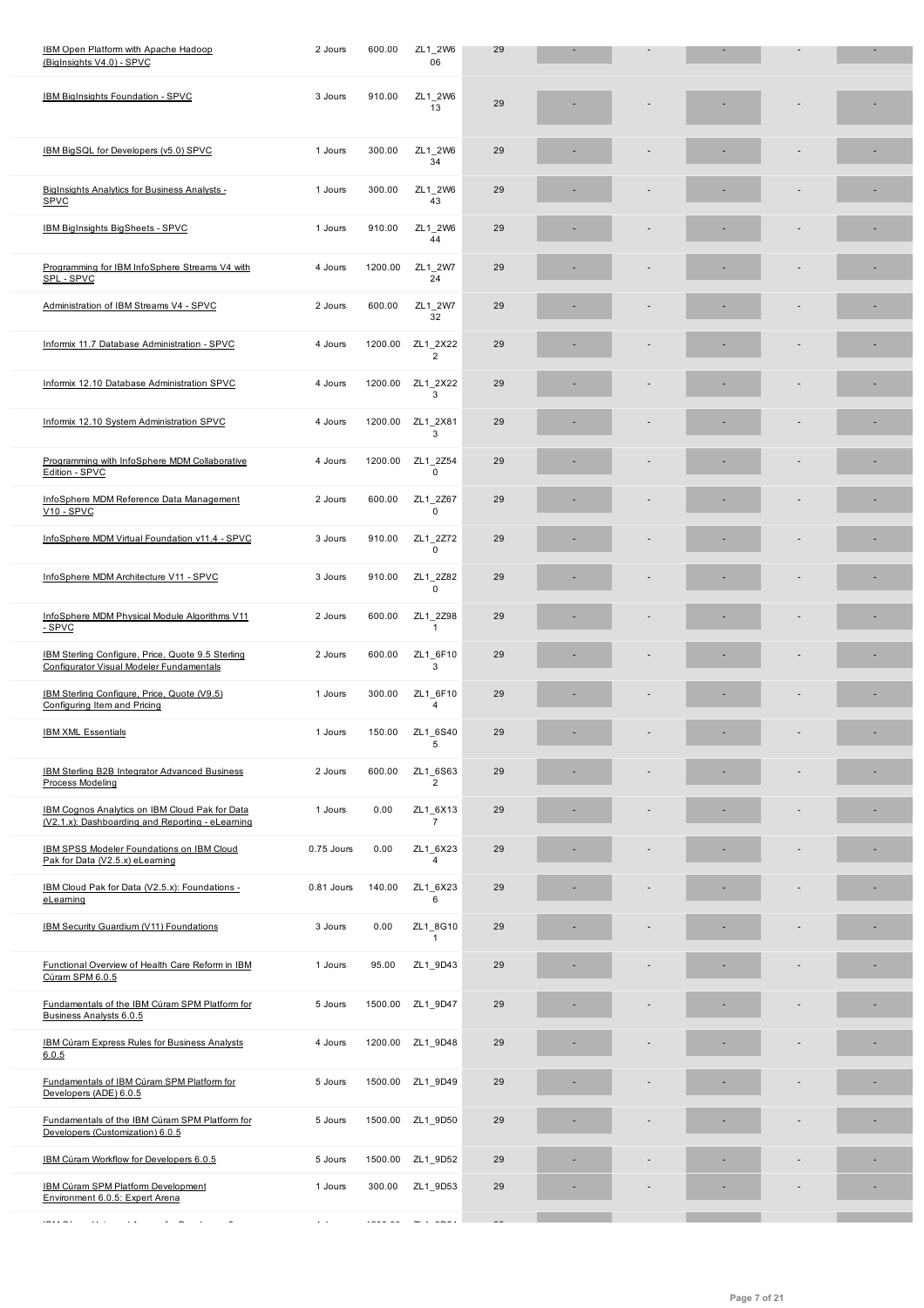| | | | | | | | | | | |
|---|---|---|---|---|---|---|---|---|---|---|
| IBM Open Platform with Apache Hadoop (BigInsights V4.0) - SPVC | 2 Jours | 600.00 | ZL1_2W606 | 29 | - | - | - | - | - |
| IBM BigInsights Foundation - SPVC | 3 Jours | 910.00 | ZL1_2W613 | 29 | - | - | - | - | - |
| IBM BigSQL for Developers (v5.0) SPVC | 1 Jours | 300.00 | ZL1_2W634 | 29 | - | - | - | - | - |
| BigInsights Analytics for Business Analysts - SPVC | 1 Jours | 300.00 | ZL1_2W643 | 29 | - | - | - | - | - |
| IBM BigInsights BigSheets - SPVC | 1 Jours | 910.00 | ZL1_2W644 | 29 | - | - | - | - | - |
| Programming for IBM InfoSphere Streams V4 with SPL - SPVC | 4 Jours | 1200.00 | ZL1_2W724 | 29 | - | - | - | - | - |
| Administration of IBM Streams V4 - SPVC | 2 Jours | 600.00 | ZL1_2W732 | 29 | - | - | - | - | - |
| Informix 11.7 Database Administration - SPVC | 4 Jours | 1200.00 | ZL1_2X222 | 29 | - | - | - | - | - |
| Informix 12.10 Database Administration SPVC | 4 Jours | 1200.00 | ZL1_2X223 | 29 | - | - | - | - | - |
| Informix 12.10 System Administration SPVC | 4 Jours | 1200.00 | ZL1_2X813 | 29 | - | - | - | - | - |
| Programming with InfoSphere MDM Collaborative Edition - SPVC | 4 Jours | 1200.00 | ZL1_2Z540 | 29 | - | - | - | - | - |
| InfoSphere MDM Reference Data Management V10 - SPVC | 2 Jours | 600.00 | ZL1_2Z670 | 29 | - | - | - | - | - |
| InfoSphere MDM Virtual Foundation v11.4 - SPVC | 3 Jours | 910.00 | ZL1_2Z720 | 29 | - | - | - | - | - |
| InfoSphere MDM Architecture V11 - SPVC | 3 Jours | 910.00 | ZL1_2Z820 | 29 | - | - | - | - | - |
| InfoSphere MDM Physical Module Algorithms V11 - SPVC | 2 Jours | 600.00 | ZL1_2Z981 | 29 | - | - | - | - | - |
| IBM Sterling Configure, Price, Quote 9.5 Sterling Configurator Visual Modeler Fundamentals | 2 Jours | 600.00 | ZL1_6F103 | 29 | - | - | - | - | - |
| IBM Sterling Configure, Price, Quote (V9.5) Configuring Item and Pricing | 1 Jours | 300.00 | ZL1_6F104 | 29 | - | - | - | - | - |
| IBM XML Essentials | 1 Jours | 150.00 | ZL1_6S405 | 29 | - | - | - | - | - |
| IBM Sterling B2B Integrator Advanced Business Process Modeling | 2 Jours | 600.00 | ZL1_6S632 | 29 | - | - | - | - | - |
| IBM Cognos Analytics on IBM Cloud Pak for Data (V2.1.x): Dashboarding and Reporting - eLearning | 1 Jours | 0.00 | ZL1_6X137 | 29 | - | - | - | - | - |
| IBM SPSS Modeler Foundations on IBM Cloud Pak for Data (V2.5.x) eLearning | 0.75 Jours | 0.00 | ZL1_6X234 | 29 | - | - | - | - | - |
| IBM Cloud Pak for Data (V2.5.x): Foundations - eLearning | 0.81 Jours | 140.00 | ZL1_6X236 | 29 | - | - | - | - | - |
| IBM Security Guardium (V11) Foundations | 3 Jours | 0.00 | ZL1_8G101 | 29 | - | - | - | - | - |
| Functional Overview of Health Care Reform in IBM Cúram SPM 6.0.5 | 1 Jours | 95.00 | ZL1_9D43 | 29 | - | - | - | - | - |
| Fundamentals of the IBM Cúram SPM Platform for Business Analysts 6.0.5 | 5 Jours | 1500.00 | ZL1_9D47 | 29 | - | - | - | - | - |
| IBM Cúram Express Rules for Business Analysts 6.0.5 | 4 Jours | 1200.00 | ZL1_9D48 | 29 | - | - | - | - | - |
| Fundamentals of IBM Cúram SPM Platform for Developers (ADE) 6.0.5 | 5 Jours | 1500.00 | ZL1_9D49 | 29 | - | - | - | - | - |
| Fundamentals of the IBM Cúram SPM Platform for Developers (Customization) 6.0.5 | 5 Jours | 1500.00 | ZL1_9D50 | 29 | - | - | - | - | - |
| IBM Cúram Workflow for Developers 6.0.5 | 5 Jours | 1500.00 | ZL1_9D52 | 29 | - | - | - | - | - |
| IBM Cúram SPM Platform Development Environment 6.0.5: Expert Arena | 1 Jours | 300.00 | ZL1_9D53 | 29 | - | - | - | - | - |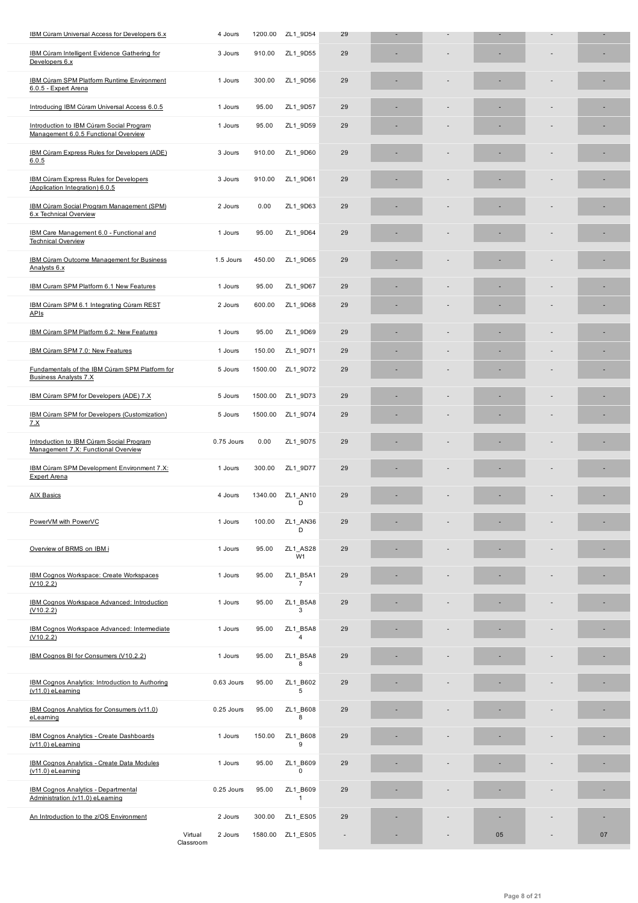| | | | | | | | | | | | |
|---|---|---|---|---|---|---|---|---|---|---|---|
| IBM Cúram Universal Access for Developers 6.x | | 4 Jours | 1200.00 | ZL1_9D54 | 29 | - | - | - | - | - |
| IBM Cúram Intelligent Evidence Gathering for Developers 6.x | | 3 Jours | 910.00 | ZL1_9D55 | 29 | - | - | - | - | - |
| IBM Cúram SPM Platform Runtime Environment 6.0.5 - Expert Arena | | 1 Jours | 300.00 | ZL1_9D56 | 29 | - | - | - | - | - |
| Introducing IBM Cúram Universal Access 6.0.5 | | 1 Jours | 95.00 | ZL1_9D57 | 29 | - | - | - | - | - |
| Introduction to IBM Cúram Social Program Management 6.0.5 Functional Overview | | 1 Jours | 95.00 | ZL1_9D59 | 29 | - | - | - | - | - |
| IBM Cúram Express Rules for Developers (ADE) 6.0.5 | | 3 Jours | 910.00 | ZL1_9D60 | 29 | - | - | - | - | - |
| IBM Cúram Express Rules for Developers (Application Integration) 6.0.5 | | 3 Jours | 910.00 | ZL1_9D61 | 29 | - | - | - | - | - |
| IBM Cúram Social Program Management (SPM) 6.x Technical Overview | | 2 Jours | 0.00 | ZL1_9D63 | 29 | - | - | - | - | - |
| IBM Care Management 6.0 - Functional and Technical Overview | | 1 Jours | 95.00 | ZL1_9D64 | 29 | - | - | - | - | - |
| IBM Cúram Outcome Management for Business Analysts 6.x | | 1.5 Jours | 450.00 | ZL1_9D65 | 29 | - | - | - | - | - |
| IBM Curam SPM Platform 6.1 New Features | | 1 Jours | 95.00 | ZL1_9D67 | 29 | - | - | - | - | - |
| IBM Cúram SPM 6.1 Integrating Cúram REST APIs | | 2 Jours | 600.00 | ZL1_9D68 | 29 | - | - | - | - | - |
| IBM Cúram SPM Platform 6.2: New Features | | 1 Jours | 95.00 | ZL1_9D69 | 29 | - | - | - | - | - |
| IBM Cúram SPM 7.0: New Features | | 1 Jours | 150.00 | ZL1_9D71 | 29 | - | - | - | - | - |
| Fundamentals of the IBM Cúram SPM Platform for Business Analysts 7.X | | 5 Jours | 1500.00 | ZL1_9D72 | 29 | - | - | - | - | - |
| IBM Cúram SPM for Developers (ADE) 7.X | | 5 Jours | 1500.00 | ZL1_9D73 | 29 | - | - | - | - | - |
| IBM Cúram SPM for Developers (Customization) 7.X | | 5 Jours | 1500.00 | ZL1_9D74 | 29 | - | - | - | - | - |
| Introduction to IBM Cúram Social Program Management 7.X: Functional Overview | | 0.75 Jours | 0.00 | ZL1_9D75 | 29 | - | - | - | - | - |
| IBM Cúram SPM Development Environment 7.X: Expert Arena | | 1 Jours | 300.00 | ZL1_9D77 | 29 | - | - | - | - | - |
| AIX Basics | | 4 Jours | 1340.00 | ZL1_AN10D | 29 | - | - | - | - | - |
| PowerVM with PowerVC | | 1 Jours | 100.00 | ZL1_AN36D | 29 | - | - | - | - | - |
| Overview of BRMS on IBM i | | 1 Jours | 95.00 | ZL1_AS28W1 | 29 | - | - | - | - | - |
| IBM Cognos Workspace: Create Workspaces (V10.2.2) | | 1 Jours | 95.00 | ZL1_B5A17 | 29 | - | - | - | - | - |
| IBM Cognos Workspace Advanced: Introduction (V10.2.2) | | 1 Jours | 95.00 | ZL1_B5A83 | 29 | - | - | - | - | - |
| IBM Cognos Workspace Advanced: Intermediate (V10.2.2) | | 1 Jours | 95.00 | ZL1_B5A84 | 29 | - | - | - | - | - |
| IBM Cognos BI for Consumers (V10.2.2) | | 1 Jours | 95.00 | ZL1_B5A88 | 29 | - | - | - | - | - |
| IBM Cognos Analytics: Introduction to Authoring (v11.0) eLearning | | 0.63 Jours | 95.00 | ZL1_B6025 | 29 | - | - | - | - | - |
| IBM Cognos Analytics for Consumers (v11.0) eLearning | | 0.25 Jours | 95.00 | ZL1_B6088 | 29 | - | - | - | - | - |
| IBM Cognos Analytics - Create Dashboards (v11.0) eLearning | | 1 Jours | 150.00 | ZL1_B6089 | 29 | - | - | - | - | - |
| IBM Cognos Analytics - Create Data Modules (v11.0) eLearning | | 1 Jours | 95.00 | ZL1_B6090 | 29 | - | - | - | - | - |
| IBM Cognos Analytics - Departmental Administration (v11.0) eLearning | | 0.25 Jours | 95.00 | ZL1_B6091 | 29 | - | - | - | - | - |
| An Introduction to the z/OS Environment | | 2 Jours | 300.00 | ZL1_ES05 | 29 | - | - | - | - | - |
| | Virtual Classroom | 2 Jours | 1580.00 | ZL1_ES05 | - | - | - | 05 | - | 07 |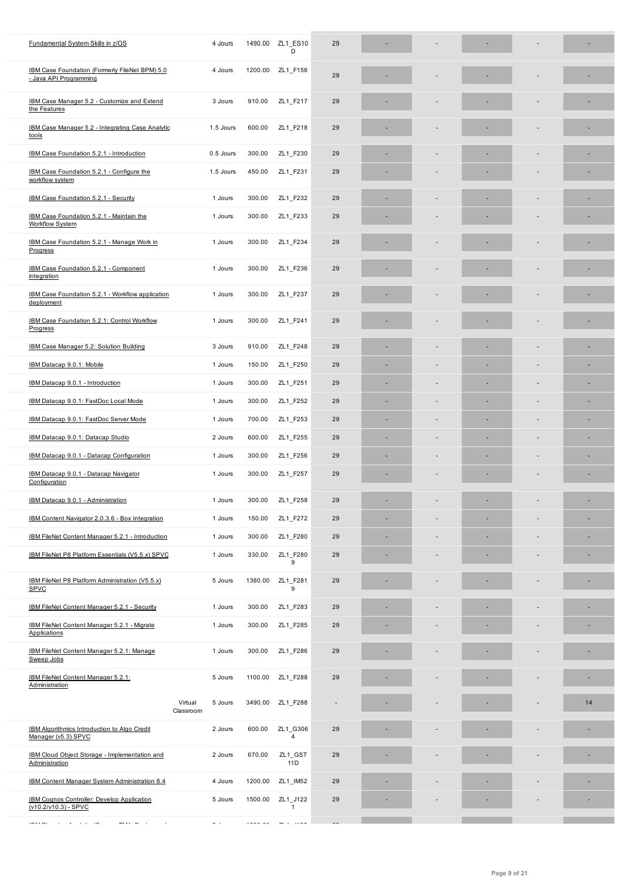| | | | | | | | | | | |
|---|---|---|---|---|---|---|---|---|---|---|
| Fundamental System Skills in z/OS | | 4 Jours | 1490.00 | ZL1_ES10D | 29 | - | - | - | - | - |
| IBM Case Foundation (Formerly FileNet BPM) 5.0 - Java API Programming | | 4 Jours | 1200.00 | ZL1_F156 | 29 | - | - | - | - | - |
| IBM Case Manager 5.2 - Customize and Extend the Features | | 3 Jours | 910.00 | ZL1_F217 | 29 | - | - | - | - | - |
| IBM Case Manager 5.2 - Integrating Case Analytic tools | | 1.5 Jours | 600.00 | ZL1_F218 | 29 | - | - | - | - | - |
| IBM Case Foundation 5.2.1 - Introduction | | 0.5 Jours | 300.00 | ZL1_F230 | 29 | - | - | - | - | - |
| IBM Case Foundation 5.2.1 - Configure the workflow system | | 1.5 Jours | 450.00 | ZL1_F231 | 29 | - | - | - | - | - |
| IBM Case Foundation 5.2.1 - Security | | 1 Jours | 300.00 | ZL1_F232 | 29 | - | - | - | - | - |
| IBM Case Foundation 5.2.1 - Maintain the Workflow System | | 1 Jours | 300.00 | ZL1_F233 | 29 | - | - | - | - | - |
| IBM Case Foundation 5.2.1 - Manage Work in Progress | | 1 Jours | 300.00 | ZL1_F234 | 29 | - | - | - | - | - |
| IBM Case Foundation 5.2.1 - Component integration | | 1 Jours | 300.00 | ZL1_F236 | 29 | - | - | - | - | - |
| IBM Case Foundation 5.2.1 - Workflow application deployment | | 1 Jours | 300.00 | ZL1_F237 | 29 | - | - | - | - | - |
| IBM Case Foundation 5.2.1: Control Workflow Progress | | 1 Jours | 300.00 | ZL1_F241 | 29 | - | - | - | - | - |
| IBM Case Manager 5.2: Solution Building | | 3 Jours | 910.00 | ZL1_F248 | 29 | - | - | - | - | - |
| IBM Datacap 9.0.1: Mobile | | 1 Jours | 150.00 | ZL1_F250 | 29 | - | - | - | - | - |
| IBM Datacap 9.0.1 - Introduction | | 1 Jours | 300.00 | ZL1_F251 | 29 | - | - | - | - | - |
| IBM Datacap 9.0.1: FastDoc Local Mode | | 1 Jours | 300.00 | ZL1_F252 | 29 | - | - | - | - | - |
| IBM Datacap 9.0.1: FastDoc Server Mode | | 1 Jours | 700.00 | ZL1_F253 | 29 | - | - | - | - | - |
| IBM Datacap 9.0.1: Datacap Studio | | 2 Jours | 600.00 | ZL1_F255 | 29 | - | - | - | - | - |
| IBM Datacap 9.0.1 - Datacap Configuration | | 1 Jours | 300.00 | ZL1_F256 | 29 | - | - | - | - | - |
| IBM Datacap 9.0.1 - Datacap Navigator Configuration | | 1 Jours | 300.00 | ZL1_F257 | 29 | - | - | - | - | - |
| IBM Datacap 9.0.1 - Administration | | 1 Jours | 300.00 | ZL1_F258 | 29 | - | - | - | - | - |
| IBM Content Navigator 2.0.3.6 - Box Integration | | 1 Jours | 150.00 | ZL1_F272 | 29 | - | - | - | - | - |
| IBM FileNet Content Manager 5.2.1 - Introduction | | 1 Jours | 300.00 | ZL1_F280 | 29 | - | - | - | - | - |
| IBM FileNet P8 Platform Essentials (V5.5.x) SPVC | | 1 Jours | 330.00 | ZL1_F2809 | 29 | - | - | - | - | - |
| IBM FileNet P8 Platform Administration (V5.5.x) SPVC | | 5 Jours | 1380.00 | ZL1_F2819 | 29 | - | - | - | - | - |
| IBM FileNet Content Manager 5.2.1 - Security | | 1 Jours | 300.00 | ZL1_F283 | 29 | - | - | - | - | - |
| IBM FileNet Content Manager 5.2.1 - Migrate Applications | | 1 Jours | 300.00 | ZL1_F285 | 29 | - | - | - | - | - |
| IBM FileNet Content Manager 5.2.1: Manage Sweep Jobs | | 1 Jours | 300.00 | ZL1_F286 | 29 | - | - | - | - | - |
| IBM FileNet Content Manager 5.2.1: Administration | | 5 Jours | 1100.00 | ZL1_F288 | 29 | - | - | - | - | - |
| | Virtual Classroom | 5 Jours | 3490.00 | ZL1_F288 | - | - | - | - | - | 14 |
| IBM Algorithmics Introduction to Algo Credit Manager (v5.3) SPVC | | 2 Jours | 600.00 | ZL1_G3064 | 29 | - | - | - | - | - |
| IBM Cloud Object Storage - Implementation and Administration | | 2 Jours | 670.00 | ZL1_GST11D | 29 | - | - | - | - | - |
| IBM Content Manager System Administration 8.4 | | 4 Jours | 1200.00 | ZL1_IM52 | 29 | - | - | - | - | - |
| IBM Cognos Controller: Develop Application (v10.2/v10.3) - SPVC | | 5 Jours | 1500.00 | ZL1_J1221 | 29 | - | - | - | - | - |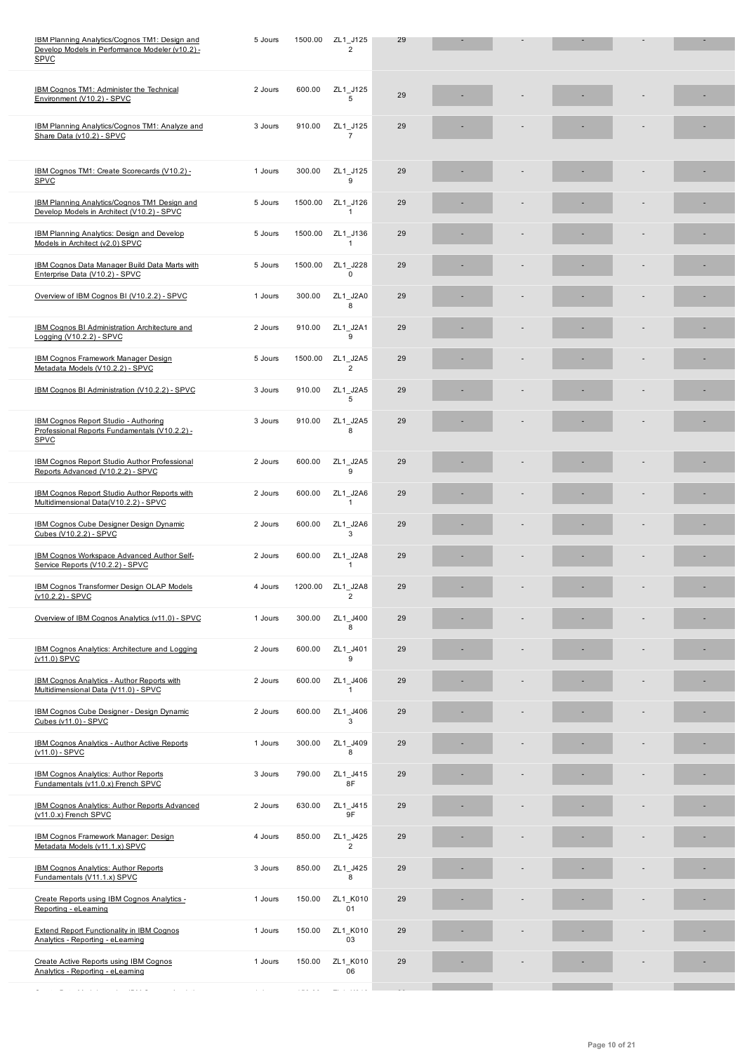| | | | | | | | | | |
|---|---|---|---|---|---|---|---|---|---|
| IBM Planning Analytics/Cognos TM1: Design and Develop Models in Performance Modeler (v10.2) - SPVC | 5 Jours | 1500.00 | ZL1_J1252 | 29 | - | - | - | - | - |
| IBM Cognos TM1: Administer the Technical Environment (V10.2) - SPVC | 2 Jours | 600.00 | ZL1_J1255 | 29 | - | - | - | - | - |
| IBM Planning Analytics/Cognos TM1: Analyze and Share Data (v10.2) - SPVC | 3 Jours | 910.00 | ZL1_J1257 | 29 | - | - | - | - | - |
| IBM Cognos TM1: Create Scorecards (V10.2) - SPVC | 1 Jours | 300.00 | ZL1_J1259 | 29 | - | - | - | - | - |
| IBM Planning Analytics/Cognos TM1 Design and Develop Models in Architect (V10.2) - SPVC | 5 Jours | 1500.00 | ZL1_J1261 | 29 | - | - | - | - | - |
| IBM Planning Analytics: Design and Develop Models in Architect (v2.0) SPVC | 5 Jours | 1500.00 | ZL1_J1361 | 29 | - | - | - | - | - |
| IBM Cognos Data Manager Build Data Marts with Enterprise Data (V10.2) - SPVC | 5 Jours | 1500.00 | ZL1_J2280 | 29 | - | - | - | - | - |
| Overview of IBM Cognos BI (V10.2.2) - SPVC | 1 Jours | 300.00 | ZL1_J2A08 | 29 | - | - | - | - | - |
| IBM Cognos BI Administration Architecture and Logging (V10.2.2) - SPVC | 2 Jours | 910.00 | ZL1_J2A19 | 29 | - | - | - | - | - |
| IBM Cognos Framework Manager Design Metadata Models (V10.2.2) - SPVC | 5 Jours | 1500.00 | ZL1_J2A52 | 29 | - | - | - | - | - |
| IBM Cognos BI Administration (V10.2.2) - SPVC | 3 Jours | 910.00 | ZL1_J2A55 | 29 | - | - | - | - | - |
| IBM Cognos Report Studio - Authoring Professional Reports Fundamentals (V10.2.2) - SPVC | 3 Jours | 910.00 | ZL1_J2A58 | 29 | - | - | - | - | - |
| IBM Cognos Report Studio Author Professional Reports Advanced (V10.2.2) - SPVC | 2 Jours | 600.00 | ZL1_J2A59 | 29 | - | - | - | - | - |
| IBM Cognos Report Studio Author Reports with Multidimensional Data(V10.2.2) - SPVC | 2 Jours | 600.00 | ZL1_J2A61 | 29 | - | - | - | - | - |
| IBM Cognos Cube Designer Design Dynamic Cubes (V10.2.2) - SPVC | 2 Jours | 600.00 | ZL1_J2A63 | 29 | - | - | - | - | - |
| IBM Cognos Workspace Advanced Author Self-Service Reports (V10.2.2) - SPVC | 2 Jours | 600.00 | ZL1_J2A81 | 29 | - | - | - | - | - |
| IBM Cognos Transformer Design OLAP Models (v10.2.2) - SPVC | 4 Jours | 1200.00 | ZL1_J2A82 | 29 | - | - | - | - | - |
| Overview of IBM Cognos Analytics (v11.0) - SPVC | 1 Jours | 300.00 | ZL1_J4008 | 29 | - | - | - | - | - |
| IBM Cognos Analytics: Architecture and Logging (v11.0) SPVC | 2 Jours | 600.00 | ZL1_J4019 | 29 | - | - | - | - | - |
| IBM Cognos Analytics - Author Reports with Multidimensional Data (V11.0) - SPVC | 2 Jours | 600.00 | ZL1_J4061 | 29 | - | - | - | - | - |
| IBM Cognos Cube Designer - Design Dynamic Cubes (v11.0) - SPVC | 2 Jours | 600.00 | ZL1_J4063 | 29 | - | - | - | - | - |
| IBM Cognos Analytics - Author Active Reports (v11.0) - SPVC | 1 Jours | 300.00 | ZL1_J4098 | 29 | - | - | - | - | - |
| IBM Cognos Analytics: Author Reports Fundamentals (v11.0.x) French SPVC | 3 Jours | 790.00 | ZL1_J4158F | 29 | - | - | - | - | - |
| IBM Cognos Analytics: Author Reports Advanced (v11.0.x) French SPVC | 2 Jours | 630.00 | ZL1_J4159F | 29 | - | - | - | - | - |
| IBM Cognos Framework Manager: Design Metadata Models (v11.1.x) SPVC | 4 Jours | 850.00 | ZL1_J4252 | 29 | - | - | - | - | - |
| IBM Cognos Analytics: Author Reports Fundamentals (V11.1.x) SPVC | 3 Jours | 850.00 | ZL1_J4258 | 29 | - | - | - | - | - |
| Create Reports using IBM Cognos Analytics - Reporting - eLearning | 1 Jours | 150.00 | ZL1_K01001 | 29 | - | - | - | - | - |
| Extend Report Functionality in IBM Cognos Analytics - Reporting - eLearning | 1 Jours | 150.00 | ZL1_K01003 | 29 | - | - | - | - | - |
| Create Active Reports using IBM Cognos Analytics - Reporting - eLearning | 1 Jours | 150.00 | ZL1_K01006 | 29 | - | - | - | - | - |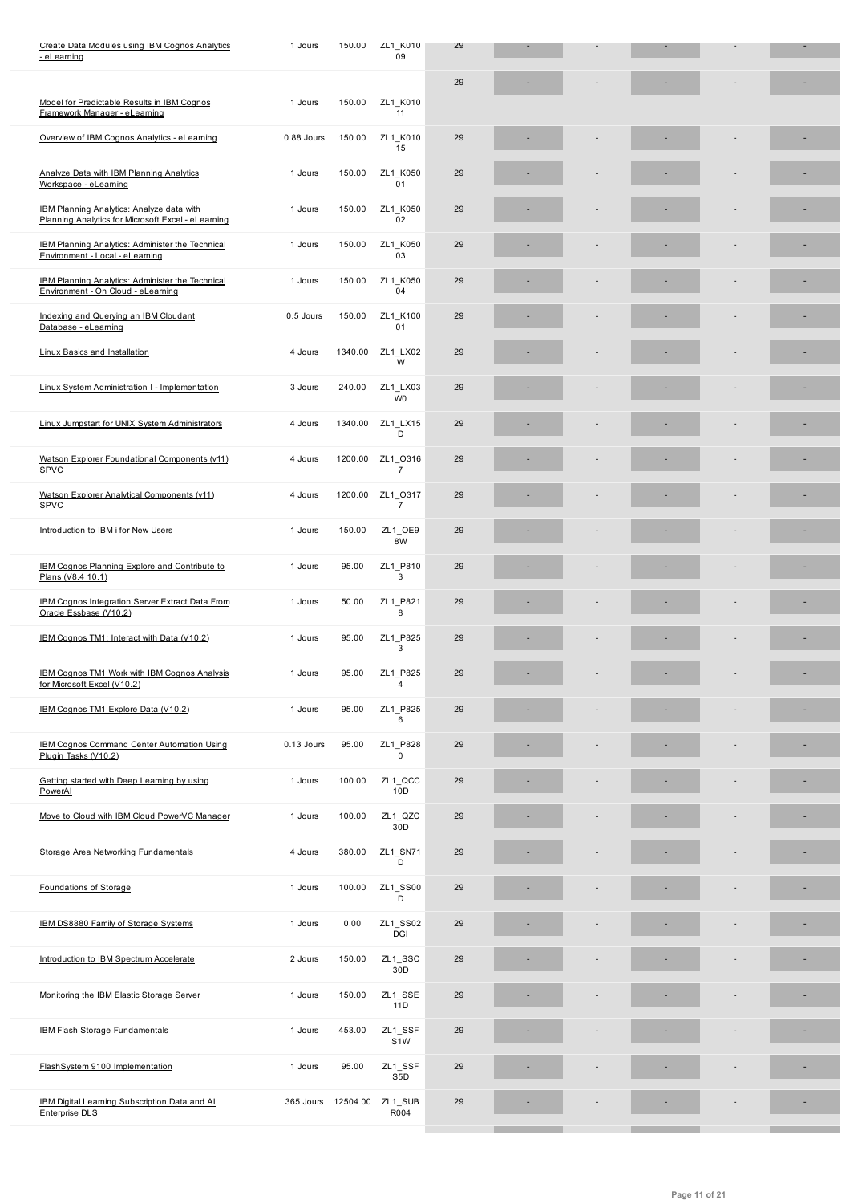| | | | | | | | | | | |
|---|---|---|---|---|---|---|---|---|---|---|
| Create Data Modules using IBM Cognos Analytics - eLearning | 1 Jours | 150.00 | ZL1_K01009 | 29 | - | - | - | - | - |
| Model for Predictable Results in IBM Cognos Framework Manager - eLearning | 1 Jours | 150.00 | ZL1_K01011 | 29 | - | - | - | - | - |
| Overview of IBM Cognos Analytics - eLearning | 0.88 Jours | 150.00 | ZL1_K01015 | 29 | - | - | - | - | - |
| Analyze Data with IBM Planning Analytics Workspace - eLearning | 1 Jours | 150.00 | ZL1_K05001 | 29 | - | - | - | - | - |
| IBM Planning Analytics: Analyze data with Planning Analytics for Microsoft Excel - eLearning | 1 Jours | 150.00 | ZL1_K05002 | 29 | - | - | - | - | - |
| IBM Planning Analytics: Administer the Technical Environment - Local - eLearning | 1 Jours | 150.00 | ZL1_K05003 | 29 | - | - | - | - | - |
| IBM Planning Analytics: Administer the Technical Environment - On Cloud - eLearning | 1 Jours | 150.00 | ZL1_K05004 | 29 | - | - | - | - | - |
| Indexing and Querying an IBM Cloudant Database - eLearning | 0.5 Jours | 150.00 | ZL1_K10001 | 29 | - | - | - | - | - |
| Linux Basics and Installation | 4 Jours | 1340.00 | ZL1_LX02W | 29 | - | - | - | - | - |
| Linux System Administration I - Implementation | 3 Jours | 240.00 | ZL1_LX03W0 | 29 | - | - | - | - | - |
| Linux Jumpstart for UNIX System Administrators | 4 Jours | 1340.00 | ZL1_LX15D | 29 | - | - | - | - | - |
| Watson Explorer Foundational Components (v11) SPVC | 4 Jours | 1200.00 | ZL1_O3167 | 29 | - | - | - | - | - |
| Watson Explorer Analytical Components (v11) SPVC | 4 Jours | 1200.00 | ZL1_O3177 | 29 | - | - | - | - | - |
| Introduction to IBM i for New Users | 1 Jours | 150.00 | ZL1_OE98W | 29 | - | - | - | - | - |
| IBM Cognos Planning Explore and Contribute to Plans (V8.4 10.1) | 1 Jours | 95.00 | ZL1_P8103 | 29 | - | - | - | - | - |
| IBM Cognos Integration Server Extract Data From Oracle Essbase (V10.2) | 1 Jours | 50.00 | ZL1_P8218 | 29 | - | - | - | - | - |
| IBM Cognos TM1: Interact with Data (V10.2) | 1 Jours | 95.00 | ZL1_P8253 | 29 | - | - | - | - | - |
| IBM Cognos TM1 Work with IBM Cognos Analysis for Microsoft Excel (V10.2) | 1 Jours | 95.00 | ZL1_P8254 | 29 | - | - | - | - | - |
| IBM Cognos TM1 Explore Data (V10.2) | 1 Jours | 95.00 | ZL1_P8256 | 29 | - | - | - | - | - |
| IBM Cognos Command Center Automation Using Plugin Tasks (V10.2) | 0.13 Jours | 95.00 | ZL1_P8280 | 29 | - | - | - | - | - |
| Getting started with Deep Learning by using PowerAI | 1 Jours | 100.00 | ZL1_QCC10D | 29 | - | - | - | - | - |
| Move to Cloud with IBM Cloud PowerVC Manager | 1 Jours | 100.00 | ZL1_QZC30D | 29 | - | - | - | - | - |
| Storage Area Networking Fundamentals | 4 Jours | 380.00 | ZL1_SN71D | 29 | - | - | - | - | - |
| Foundations of Storage | 1 Jours | 100.00 | ZL1_SS00D | 29 | - | - | - | - | - |
| IBM DS8880 Family of Storage Systems | 1 Jours | 0.00 | ZL1_SS02DGI | 29 | - | - | - | - | - |
| Introduction to IBM Spectrum Accelerate | 2 Jours | 150.00 | ZL1_SSC30D | 29 | - | - | - | - | - |
| Monitoring the IBM Elastic Storage Server | 1 Jours | 150.00 | ZL1_SSE11D | 29 | - | - | - | - | - |
| IBM Flash Storage Fundamentals | 1 Jours | 453.00 | ZL1_SSFS1W | 29 | - | - | - | - | - |
| FlashSystem 9100 Implementation | 1 Jours | 95.00 | ZL1_SSFS5D | 29 | - | - | - | - | - |
| IBM Digital Learning Subscription Data and AI Enterprise DLS | 365 Jours | 12504.00 | ZL1_SUBR004 | 29 | - | - | - | - | - |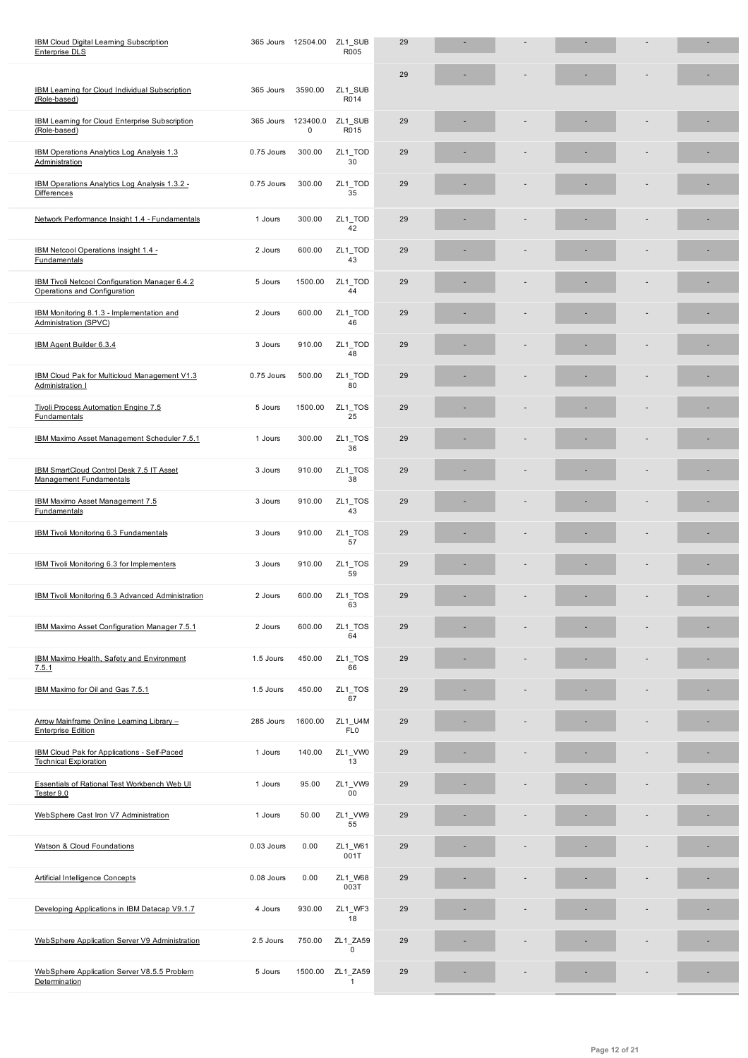| | | | | | | | | | | |
|---|---|---|---|---|---|---|---|---|---|---|
| IBM Cloud Digital Learning Subscription Enterprise DLS | 365 Jours | 12504.00 | ZL1_SUB R005 | 29 | - | - | - | - | - |
| IBM Learning for Cloud Individual Subscription (Role-based) | 365 Jours | 3590.00 | ZL1_SUB R014 | 29 | - | - | - | - | - |
| IBM Learning for Cloud Enterprise Subscription (Role-based) | 365 Jours | 123400.00 | ZL1_SUB R015 | 29 | - | - | - | - | - |
| IBM Operations Analytics Log Analysis 1.3 Administration | 0.75 Jours | 300.00 | ZL1_TOD 30 | 29 | - | - | - | - | - |
| IBM Operations Analytics Log Analysis 1.3.2 - Differences | 0.75 Jours | 300.00 | ZL1_TOD 35 | 29 | - | - | - | - | - |
| Network Performance Insight 1.4 - Fundamentals | 1 Jours | 300.00 | ZL1_TOD 42 | 29 | - | - | - | - | - |
| IBM Netcool Operations Insight 1.4 - Fundamentals | 2 Jours | 600.00 | ZL1_TOD 43 | 29 | - | - | - | - | - |
| IBM Tivoli Netcool Configuration Manager 6.4.2 Operations and Configuration | 5 Jours | 1500.00 | ZL1_TOD 44 | 29 | - | - | - | - | - |
| IBM Monitoring 8.1.3 - Implementation and Administration (SPVC) | 2 Jours | 600.00 | ZL1_TOD 46 | 29 | - | - | - | - | - |
| IBM Agent Builder 6.3.4 | 3 Jours | 910.00 | ZL1_TOD 48 | 29 | - | - | - | - | - |
| IBM Cloud Pak for Multicloud Management V1.3 Administration I | 0.75 Jours | 500.00 | ZL1_TOD 80 | 29 | - | - | - | - | - |
| Tivoli Process Automation Engine 7.5 Fundamentals | 5 Jours | 1500.00 | ZL1_TOS 25 | 29 | - | - | - | - | - |
| IBM Maximo Asset Management Scheduler 7.5.1 | 1 Jours | 300.00 | ZL1_TOS 36 | 29 | - | - | - | - | - |
| IBM SmartCloud Control Desk 7.5 IT Asset Management Fundamentals | 3 Jours | 910.00 | ZL1_TOS 38 | 29 | - | - | - | - | - |
| IBM Maximo Asset Management 7.5 Fundamentals | 3 Jours | 910.00 | ZL1_TOS 43 | 29 | - | - | - | - | - |
| IBM Tivoli Monitoring 6.3 Fundamentals | 3 Jours | 910.00 | ZL1_TOS 57 | 29 | - | - | - | - | - |
| IBM Tivoli Monitoring 6.3 for Implementers | 3 Jours | 910.00 | ZL1_TOS 59 | 29 | - | - | - | - | - |
| IBM Tivoli Monitoring 6.3 Advanced Administration | 2 Jours | 600.00 | ZL1_TOS 63 | 29 | - | - | - | - | - |
| IBM Maximo Asset Configuration Manager 7.5.1 | 2 Jours | 600.00 | ZL1_TOS 64 | 29 | - | - | - | - | - |
| IBM Maximo Health, Safety and Environment 7.5.1 | 1.5 Jours | 450.00 | ZL1_TOS 66 | 29 | - | - | - | - | - |
| IBM Maximo for Oil and Gas 7.5.1 | 1.5 Jours | 450.00 | ZL1_TOS 67 | 29 | - | - | - | - | - |
| Arrow Mainframe Online Learning Library – Enterprise Edition | 285 Jours | 1600.00 | ZL1_U4M FL0 | 29 | - | - | - | - | - |
| IBM Cloud Pak for Applications - Self-Paced Technical Exploration | 1 Jours | 140.00 | ZL1_VW0 13 | 29 | - | - | - | - | - |
| Essentials of Rational Test Workbench Web UI Tester 9.0 | 1 Jours | 95.00 | ZL1_VW9 00 | 29 | - | - | - | - | - |
| WebSphere Cast Iron V7 Administration | 1 Jours | 50.00 | ZL1_VW9 55 | 29 | - | - | - | - | - |
| Watson & Cloud Foundations | 0.03 Jours | 0.00 | ZL1_W61 001T | 29 | - | - | - | - | - |
| Artificial Intelligence Concepts | 0.08 Jours | 0.00 | ZL1_W68 003T | 29 | - | - | - | - | - |
| Developing Applications in IBM Datacap V9.1.7 | 4 Jours | 930.00 | ZL1_WF3 18 | 29 | - | - | - | - | - |
| WebSphere Application Server V9 Administration | 2.5 Jours | 750.00 | ZL1_ZA59 0 | 29 | - | - | - | - | - |
| WebSphere Application Server V8.5.5 Problem Determination | 5 Jours | 1500.00 | ZL1_ZA59 1 | 29 | - | - | - | - | - |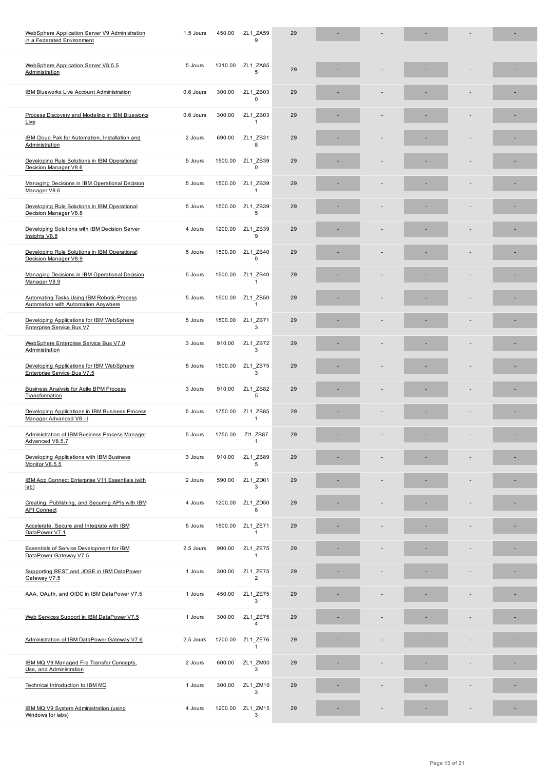| | | | | | | | | | |
|---|---|---|---|---|---|---|---|---|---|
| WebSphere Application Server V9 Administration in a Federated Environment | 1.5 Jours | 450.00 | ZL1_ZA59 9 | 29 | - | - | - | - | - |
| WebSphere Application Server V8.5.5 Administration | 5 Jours | 1310.00 | ZL1_ZA85 5 | 29 | - | - | - | - | - |
| IBM Blueworks Live Account Administration | 0.6 Jours | 300.00 | ZL1_ZB03 0 | 29 | - | - | - | - | - |
| Process Discovery and Modeling in IBM Blueworks Live | 0.6 Jours | 300.00 | ZL1_ZB03 1 | 29 | - | - | - | - | - |
| IBM Cloud Pak for Automation, Installation and Administration | 2 Jours | 690.00 | ZL1_ZB31 8 | 29 | - | - | - | - | - |
| Developing Rule Solutions in IBM Operational Decision Manager V8.6 | 5 Jours | 1500.00 | ZL1_ZB39 0 | 29 | - | - | - | - | - |
| Managing Decisions in IBM Operational Decision Manager V8.6 | 5 Jours | 1500.00 | ZL1_ZB39 1 | 29 | - | - | - | - | - |
| Developing Rule Solutions in IBM Operational Decision Manager V8.8 | 5 Jours | 1500.00 | ZL1_ZB39 5 | 29 | - | - | - | - | - |
| Developing Solutions with IBM Decision Server Insights V8.8 | 4 Jours | 1200.00 | ZL1_ZB39 9 | 29 | - | - | - | - | - |
| Developing Rule Solutions in IBM Operational Decision Manager V8.9 | 5 Jours | 1500.00 | ZL1_ZB40 0 | 29 | - | - | - | - | - |
| Managing Decisions in IBM Operational Decision Manager V8.9 | 5 Jours | 1500.00 | ZL1_ZB40 1 | 29 | - | - | - | - | - |
| Automating Tasks Using IBM Robotic Process Automation with Automation Anywhere | 5 Jours | 1500.00 | ZL1_ZB50 1 | 29 | - | - | - | - | - |
| Developing Applications for IBM WebSphere Enterprise Service Bus V7 | 5 Jours | 1500.00 | ZL1_ZB71 3 | 29 | - | - | - | - | - |
| WebSphere Enterprise Service Bus V7.0 Administration | 3 Jours | 910.00 | ZL1_ZB72 3 | 29 | - | - | - | - | - |
| Developing Applications for IBM WebSphere Enterprise Service Bus V7.5 | 5 Jours | 1500.00 | ZL1_ZB75 3 | 29 | - | - | - | - | - |
| Business Analysis for Agile BPM Process Transformation | 3 Jours | 910.00 | ZL1_ZB82 5 | 29 | - | - | - | - | - |
| Developing Applications in IBM Business Process Manager Advanced V8 - I | 5 Jours | 1750.00 | ZL1_ZB85 1 | 29 | - | - | - | - | - |
| Administration of IBM Business Process Manager Advanced V8.5.7 | 5 Jours | 1750.00 | Zl1_ZB87 1 | 29 | - | - | - | - | - |
| Developing Applications with IBM Business Monitor V8.5.5 | 3 Jours | 910.00 | ZL1_ZB89 5 | 29 | - | - | - | - | - |
| IBM App Connect Enterprise V11 Essentials (with lab) | 2 Jours | 590.00 | ZL1_ZD01 3 | 29 | - | - | - | - | - |
| Creating, Publishing, and Securing APIs with IBM API Connect | 4 Jours | 1200.00 | ZL1_ZD50 8 | 29 | - | - | - | - | - |
| Accelerate, Secure and Integrate with IBM DataPower V7.1 | 5 Jours | 1500.00 | ZL1_ZE71 1 | 29 | - | - | - | - | - |
| Essentials of Service Development for IBM DataPower Gateway V7.5 | 2.5 Jours | 900.00 | ZL1_ZE75 1 | 29 | - | - | - | - | - |
| Supporting REST and JOSE in IBM DataPower Gateway V7.5 | 1 Jours | 300.00 | ZL1_ZE75 2 | 29 | - | - | - | - | - |
| AAA, OAuth, and OIDC in IBM DataPower V7.5 | 1 Jours | 450.00 | ZL1_ZE75 3 | 29 | - | - | - | - | - |
| Web Services Support in IBM DataPower V7.5 | 1 Jours | 300.00 | ZL1_ZE75 4 | 29 | - | - | - | - | - |
| Administration of IBM DataPower Gateway V7.6 | 2.5 Jours | 1200.00 | ZL1_ZE76 1 | 29 | - | - | - | - | - |
| IBM MQ V9 Managed File Transfer Concepts, Use, and Administration | 2 Jours | 600.00 | ZL1_ZM00 3 | 29 | - | - | - | - | - |
| Technical Introduction to IBM MQ | 1 Jours | 300.00 | ZL1_ZM10 3 | 29 | - | - | - | - | - |
| IBM MQ V9 System Administration (using Windows for labs) | 4 Jours | 1200.00 | ZL1_ZM15 3 | 29 | - | - | - | - | - |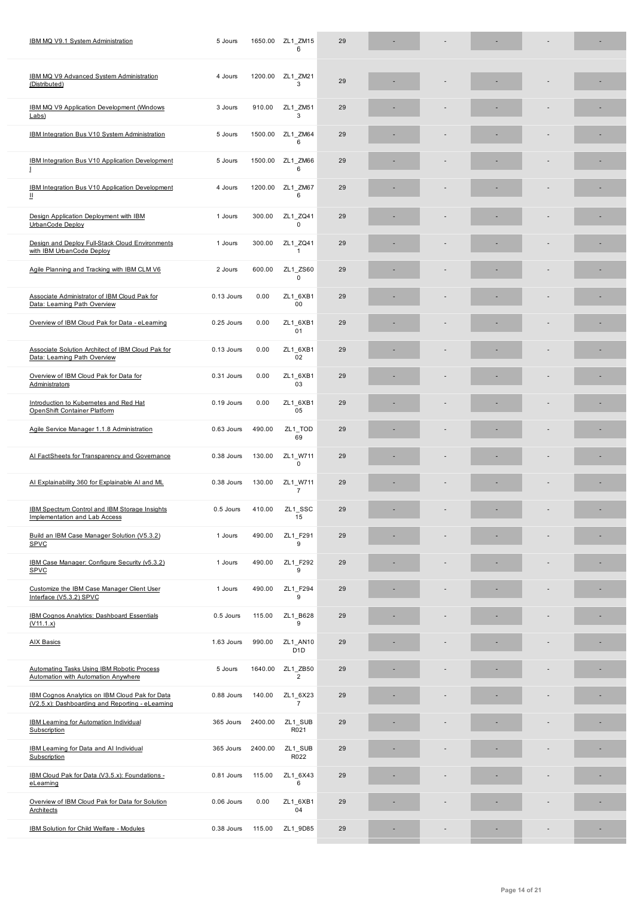| | | | | | | | | | |
|---|---|---|---|---|---|---|---|---|---|
| IBM MQ V9.1 System Administration | 5 Jours | 1650.00 | ZL1_ZM156 | 29 | - | - | - | - | - |
| IBM MQ V9 Advanced System Administration (Distributed) | 4 Jours | 1200.00 | ZL1_ZM213 | 29 | - | - | - | - | - |
| IBM MQ V9 Application Development (Windows Labs) | 3 Jours | 910.00 | ZL1_ZM513 | 29 | - | - | - | - | - |
| IBM Integration Bus V10 System Administration | 5 Jours | 1500.00 | ZL1_ZM646 | 29 | - | - | - | - | - |
| IBM Integration Bus V10 Application Development I | 5 Jours | 1500.00 | ZL1_ZM666 | 29 | - | - | - | - | - |
| IBM Integration Bus V10 Application Development II | 4 Jours | 1200.00 | ZL1_ZM676 | 29 | - | - | - | - | - |
| Design Application Deployment with IBM UrbanCode Deploy | 1 Jours | 300.00 | ZL1_ZQ410 | 29 | - | - | - | - | - |
| Design and Deploy Full-Stack Cloud Environments with IBM UrbanCode Deploy | 1 Jours | 300.00 | ZL1_ZQ411 | 29 | - | - | - | - | - |
| Agile Planning and Tracking with IBM CLM V6 | 2 Jours | 600.00 | ZL1_ZS600 | 29 | - | - | - | - | - |
| Associate Administrator of IBM Cloud Pak for Data: Learning Path Overview | 0.13 Jours | 0.00 | ZL1_6XB100 | 29 | - | - | - | - | - |
| Overview of IBM Cloud Pak for Data - eLearning | 0.25 Jours | 0.00 | ZL1_6XB101 | 29 | - | - | - | - | - |
| Associate Solution Architect of IBM Cloud Pak for Data: Learning Path Overview | 0.13 Jours | 0.00 | ZL1_6XB102 | 29 | - | - | - | - | - |
| Overview of IBM Cloud Pak for Data for Administrators | 0.31 Jours | 0.00 | ZL1_6XB103 | 29 | - | - | - | - | - |
| Introduction to Kubernetes and Red Hat OpenShift Container Platform | 0.19 Jours | 0.00 | ZL1_6XB105 | 29 | - | - | - | - | - |
| Agile Service Manager 1.1.8 Administration | 0.63 Jours | 490.00 | ZL1_TOD69 | 29 | - | - | - | - | - |
| AI FactSheets for Transparency and Governance | 0.38 Jours | 130.00 | ZL1_W7110 | 29 | - | - | - | - | - |
| AI Explainability 360 for Explainable AI and ML | 0.38 Jours | 130.00 | ZL1_W7117 | 29 | - | - | - | - | - |
| IBM Spectrum Control and IBM Storage Insights Implementation and Lab Access | 0.5 Jours | 410.00 | ZL1_SSC15 | 29 | - | - | - | - | - |
| Build an IBM Case Manager Solution (V5.3.2) SPVC | 1 Jours | 490.00 | ZL1_F2919 | 29 | - | - | - | - | - |
| IBM Case Manager: Configure Security (v5.3.2) SPVC | 1 Jours | 490.00 | ZL1_F2929 | 29 | - | - | - | - | - |
| Customize the IBM Case Manager Client User Interface (V5.3.2) SPVC | 1 Jours | 490.00 | ZL1_F2949 | 29 | - | - | - | - | - |
| IBM Cognos Analytics: Dashboard Essentials (V11.1.x) | 0.5 Jours | 115.00 | ZL1_B6289 | 29 | - | - | - | - | - |
| AIX Basics | 1.63 Jours | 990.00 | ZL1_AN10D1D | 29 | - | - | - | - | - |
| Automating Tasks Using IBM Robotic Process Automation with Automation Anywhere | 5 Jours | 1640.00 | ZL1_ZB502 | 29 | - | - | - | - | - |
| IBM Cognos Analytics on IBM Cloud Pak for Data (V2.5.x): Dashboarding and Reporting - eLearning | 0.88 Jours | 140.00 | ZL1_6X237 | 29 | - | - | - | - | - |
| IBM Learning for Automation Individual Subscription | 365 Jours | 2400.00 | ZL1_SUBR021 | 29 | - | - | - | - | - |
| IBM Learning for Data and AI Individual Subscription | 365 Jours | 2400.00 | ZL1_SUBR022 | 29 | - | - | - | - | - |
| IBM Cloud Pak for Data (V3.5.x): Foundations - eLearning | 0.81 Jours | 115.00 | ZL1_6X436 | 29 | - | - | - | - | - |
| Overview of IBM Cloud Pak for Data for Solution Architects | 0.06 Jours | 0.00 | ZL1_6XB104 | 29 | - | - | - | - | - |
| IBM Solution for Child Welfare - Modules | 0.38 Jours | 115.00 | ZL1_9D85 | 29 | - | - | - | - | - |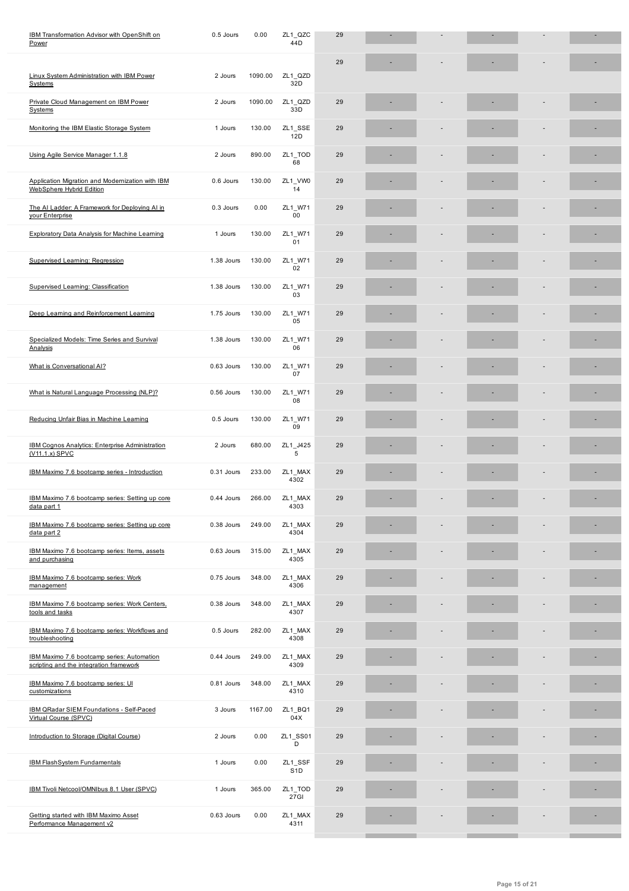| | | | | | | | | | | |
|---|---|---|---|---|---|---|---|---|---|---|
| IBM Transformation Advisor with OpenShift on Power | 0.5 Jours | 0.00 | ZL1_QZC44D | 29 | - | - | - | - | - | - |
| Linux System Administration with IBM Power Systems | 2 Jours | 1090.00 | ZL1_QZD32D | 29 | - | - | - | - | - | - |
| Private Cloud Management on IBM Power Systems | 2 Jours | 1090.00 | ZL1_QZD33D | 29 | - | - | - | - | - | - |
| Monitoring the IBM Elastic Storage System | 1 Jours | 130.00 | ZL1_SSE12D | 29 | - | - | - | - | - | - |
| Using Agile Service Manager 1.1.8 | 2 Jours | 890.00 | ZL1_TOD68 | 29 | - | - | - | - | - | - |
| Application Migration and Modernization with IBM WebSphere Hybrid Edition | 0.6 Jours | 130.00 | ZL1_VW014 | 29 | - | - | - | - | - | - |
| The AI Ladder: A Framework for Deploying AI in your Enterprise | 0.3 Jours | 0.00 | ZL1_W7100 | 29 | - | - | - | - | - | - |
| Exploratory Data Analysis for Machine Learning | 1 Jours | 130.00 | ZL1_W7101 | 29 | - | - | - | - | - | - |
| Supervised Learning: Regression | 1.38 Jours | 130.00 | ZL1_W7102 | 29 | - | - | - | - | - | - |
| Supervised Learning: Classification | 1.38 Jours | 130.00 | ZL1_W7103 | 29 | - | - | - | - | - | - |
| Deep Learning and Reinforcement Learning | 1.75 Jours | 130.00 | ZL1_W7105 | 29 | - | - | - | - | - | - |
| Specialized Models: Time Series and Survival Analysis | 1.38 Jours | 130.00 | ZL1_W7106 | 29 | - | - | - | - | - | - |
| What is Conversational AI? | 0.63 Jours | 130.00 | ZL1_W7107 | 29 | - | - | - | - | - | - |
| What is Natural Language Processing (NLP)? | 0.56 Jours | 130.00 | ZL1_W7108 | 29 | - | - | - | - | - | - |
| Reducing Unfair Bias in Machine Learning | 0.5 Jours | 130.00 | ZL1_W7109 | 29 | - | - | - | - | - | - |
| IBM Cognos Analytics: Enterprise Administration (V11.1.x) SPVC | 2 Jours | 680.00 | ZL1_J4255 | 29 | - | - | - | - | - | - |
| IBM Maximo 7.6 bootcamp series - Introduction | 0.31 Jours | 233.00 | ZL1_MAX4302 | 29 | - | - | - | - | - | - |
| IBM Maximo 7.6 bootcamp series: Setting up core data part 1 | 0.44 Jours | 266.00 | ZL1_MAX4303 | 29 | - | - | - | - | - | - |
| IBM Maximo 7.6 bootcamp series: Setting up core data part 2 | 0.38 Jours | 249.00 | ZL1_MAX4304 | 29 | - | - | - | - | - | - |
| IBM Maximo 7.6 bootcamp series: Items, assets and purchasing | 0.63 Jours | 315.00 | ZL1_MAX4305 | 29 | - | - | - | - | - | - |
| IBM Maximo 7.6 bootcamp series: Work management | 0.75 Jours | 348.00 | ZL1_MAX4306 | 29 | - | - | - | - | - | - |
| IBM Maximo 7.6 bootcamp series: Work Centers, tools and tasks | 0.38 Jours | 348.00 | ZL1_MAX4307 | 29 | - | - | - | - | - | - |
| IBM Maximo 7.6 bootcamp series: Workflows and troubleshooting | 0.5 Jours | 282.00 | ZL1_MAX4308 | 29 | - | - | - | - | - | - |
| IBM Maximo 7.6 bootcamp series: Automation scripting and the integration framework | 0.44 Jours | 249.00 | ZL1_MAX4309 | 29 | - | - | - | - | - | - |
| IBM Maximo 7.6 bootcamp series: UI customizations | 0.81 Jours | 348.00 | ZL1_MAX4310 | 29 | - | - | - | - | - | - |
| IBM QRadar SIEM Foundations - Self-Paced Virtual Course (SPVC) | 3 Jours | 1167.00 | ZL1_BQ104X | 29 | - | - | - | - | - | - |
| Introduction to Storage (Digital Course) | 2 Jours | 0.00 | ZL1_SS01D | 29 | - | - | - | - | - | - |
| IBM FlashSystem Fundamentals | 1 Jours | 0.00 | ZL1_SSFS1D | 29 | - | - | - | - | - | - |
| IBM Tivoli Netcool/OMNIbus 8.1 User (SPVC) | 1 Jours | 365.00 | ZL1_TOD27GI | 29 | - | - | - | - | - | - |
| Getting started with IBM Maximo Asset Performance Management v2 | 0.63 Jours | 0.00 | ZL1_MAX4311 | 29 | - | - | - | - | - | - |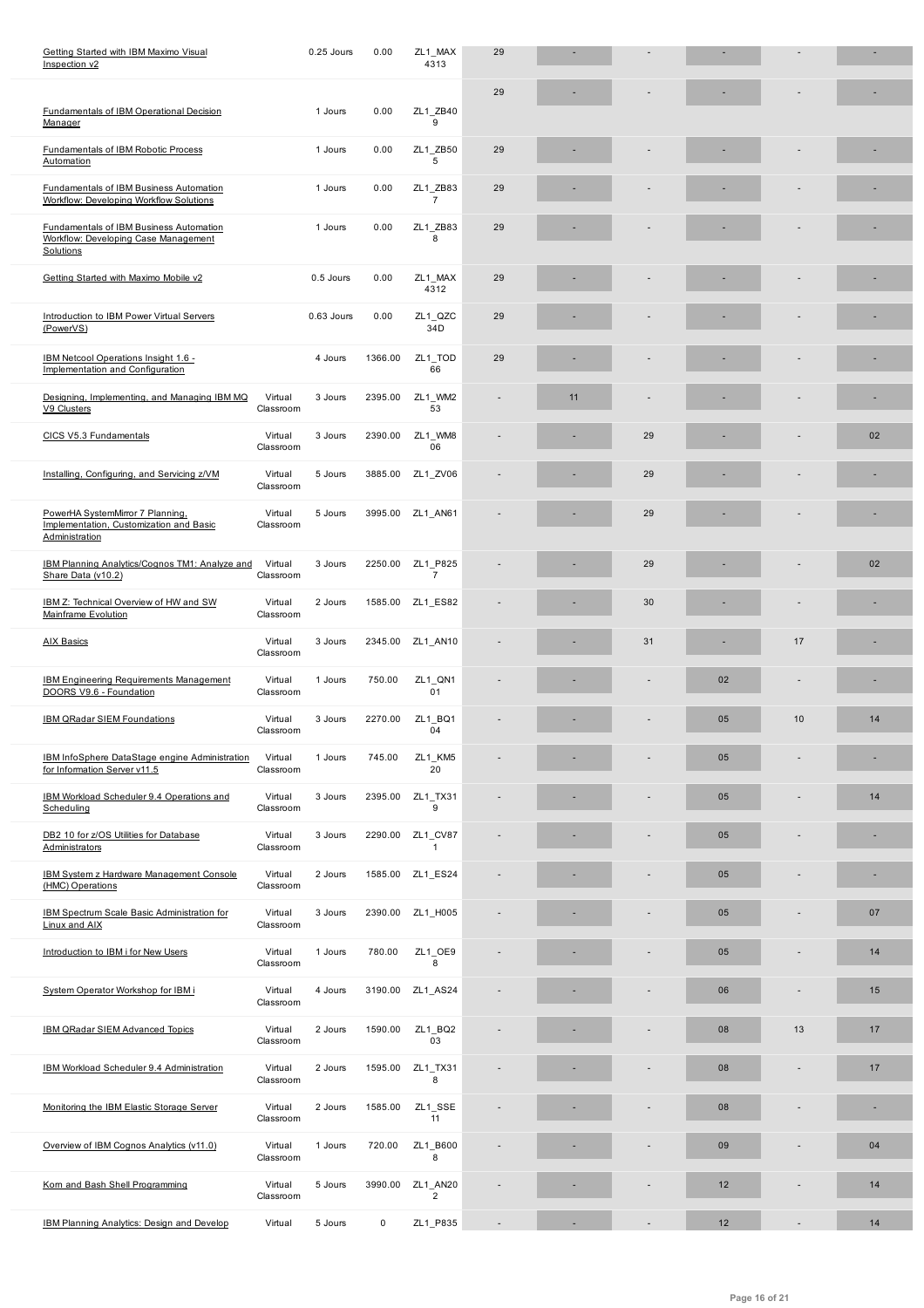| | | | | | | | | | | |
|---|---|---|---|---|---|---|---|---|---|---|
| Getting Started with IBM Maximo Visual Inspection v2 | | 0.25 Jours | 0.00 | ZL1_MAX4313 | 29 | - | - | - | - | - |
| Fundamentals of IBM Operational Decision Manager | | 1 Jours | 0.00 | ZL1_ZB409 | 29 | - | - | - | - | - |
| Fundamentals of IBM Robotic Process Automation | | 1 Jours | 0.00 | ZL1_ZB505 | 29 | - | - | - | - | - |
| Fundamentals of IBM Business Automation Workflow: Developing Workflow Solutions | | 1 Jours | 0.00 | ZL1_ZB837 | 29 | - | - | - | - | - |
| Fundamentals of IBM Business Automation Workflow: Developing Case Management Solutions | | 1 Jours | 0.00 | ZL1_ZB838 | 29 | - | - | - | - | - |
| Getting Started with Maximo Mobile v2 | | 0.5 Jours | 0.00 | ZL1_MAX4312 | 29 | - | - | - | - | - |
| Introduction to IBM Power Virtual Servers (PowerVS) | | 0.63 Jours | 0.00 | ZL1_QZC34D | 29 | - | - | - | - | - |
| IBM Netcool Operations Insight 1.6 - Implementation and Configuration | | 4 Jours | 1366.00 | ZL1_TOD66 | 29 | - | - | - | - | - |
| Designing, Implementing, and Managing IBM MQ V9 Clusters | Virtual Classroom | 3 Jours | 2395.00 | ZL1_WM253 | - | 11 | - | - | - | - |
| CICS V5.3 Fundamentals | Virtual Classroom | 3 Jours | 2390.00 | ZL1_WM806 | - | - | 29 | - | - | 02 |
| Installing, Configuring, and Servicing z/VM | Virtual Classroom | 5 Jours | 3885.00 | ZL1_ZV06 | - | - | 29 | - | - | - |
| PowerHA SystemMirror 7 Planning, Implementation, Customization and Basic Administration | Virtual Classroom | 5 Jours | 3995.00 | ZL1_AN61 | - | - | 29 | - | - | - |
| IBM Planning Analytics/Cognos TM1: Analyze and Share Data (v10.2) | Virtual Classroom | 3 Jours | 2250.00 | ZL1_P8257 | - | - | 29 | - | - | 02 |
| IBM Z: Technical Overview of HW and SW Mainframe Evolution | Virtual Classroom | 2 Jours | 1585.00 | ZL1_ES82 | - | - | 30 | - | - | - |
| AIX Basics | Virtual Classroom | 3 Jours | 2345.00 | ZL1_AN10 | - | - | 31 | - | 17 | - |
| IBM Engineering Requirements Management DOORS V9.6 - Foundation | Virtual Classroom | 1 Jours | 750.00 | ZL1_QN101 | - | - | - | 02 | - | - |
| IBM QRadar SIEM Foundations | Virtual Classroom | 3 Jours | 2270.00 | ZL1_BQ104 | - | - | - | 05 | 10 | 14 |
| IBM InfoSphere DataStage engine Administration for Information Server v11.5 | Virtual Classroom | 1 Jours | 745.00 | ZL1_KM520 | - | - | - | 05 | - | - |
| IBM Workload Scheduler 9.4 Operations and Scheduling | Virtual Classroom | 3 Jours | 2395.00 | ZL1_TX319 | - | - | - | 05 | - | 14 |
| DB2 10 for z/OS Utilities for Database Administrators | Virtual Classroom | 3 Jours | 2290.00 | ZL1_CV871 | - | - | - | 05 | - | - |
| IBM System z Hardware Management Console (HMC) Operations | Virtual Classroom | 2 Jours | 1585.00 | ZL1_ES24 | - | - | - | 05 | - | - |
| IBM Spectrum Scale Basic Administration for Linux and AIX | Virtual Classroom | 3 Jours | 2390.00 | ZL1_H005 | - | - | - | 05 | - | 07 |
| Introduction to IBM i for New Users | Virtual Classroom | 1 Jours | 780.00 | ZL1_OE98 | - | - | - | 05 | - | 14 |
| System Operator Workshop for IBM i | Virtual Classroom | 4 Jours | 3190.00 | ZL1_AS24 | - | - | - | 06 | - | 15 |
| IBM QRadar SIEM Advanced Topics | Virtual Classroom | 2 Jours | 1590.00 | ZL1_BQ203 | - | - | - | 08 | 13 | 17 |
| IBM Workload Scheduler 9.4 Administration | Virtual Classroom | 2 Jours | 1595.00 | ZL1_TX318 | - | - | - | 08 | - | 17 |
| Monitoring the IBM Elastic Storage Server | Virtual Classroom | 2 Jours | 1585.00 | ZL1_SSE11 | - | - | - | 08 | - | - |
| Overview of IBM Cognos Analytics (v11.0) | Virtual Classroom | 1 Jours | 720.00 | ZL1_B6008 | - | - | - | 09 | - | 04 |
| Korn and Bash Shell Programming | Virtual Classroom | 5 Jours | 3990.00 | ZL1_AN202 | - | - | - | 12 | - | 14 |
| IBM Planning Analytics: Design and Develop | Virtual | 5 Jours | 0 | ZL1_P835 | - | - | - | 12 | - | 14 |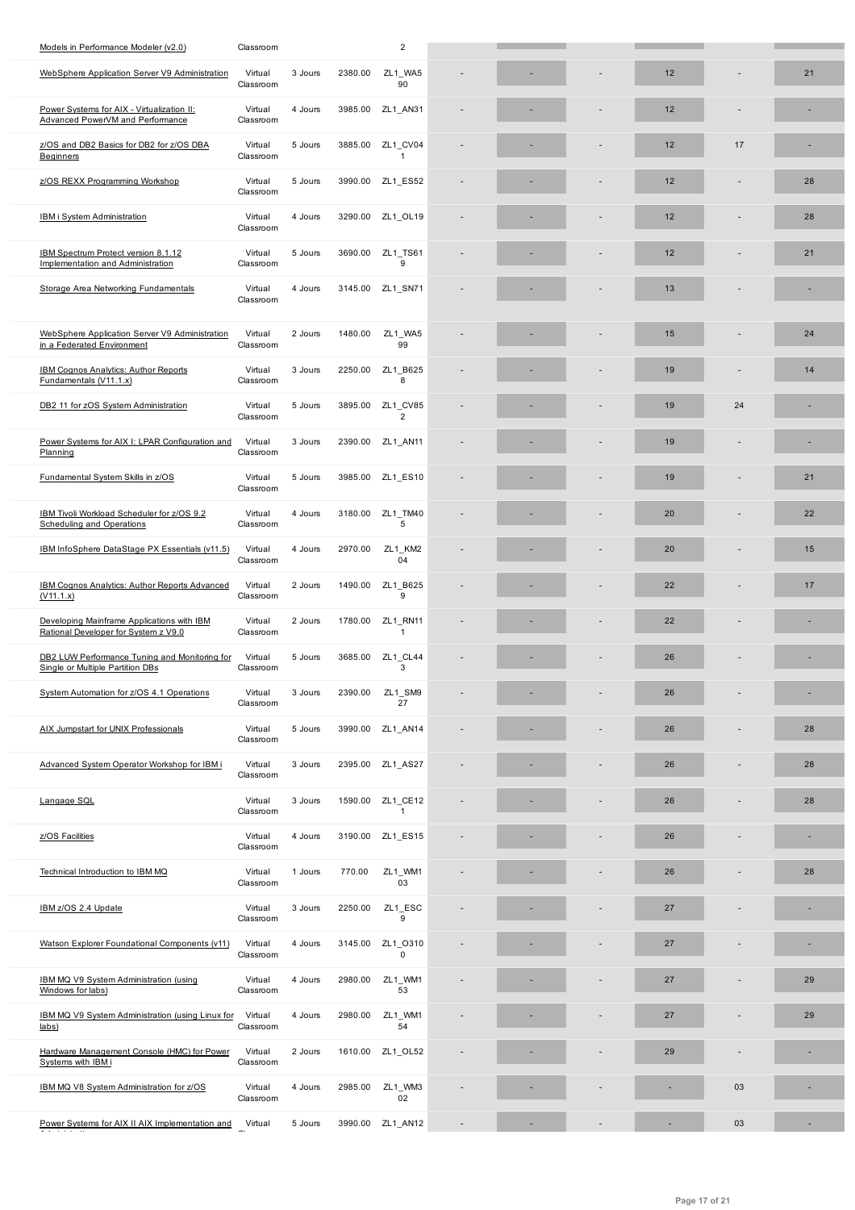| | | | | | | | | | | |
|---|---|---|---|---|---|---|---|---|---|---|
| Models in Performance Modeler (v2.0) | Classroom | | | 2 | | | | | | |
| WebSphere Application Server V9 Administration | Virtual Classroom | 3 Jours | 2380.00 | ZL1_WA590 | - | - | - | 12 | - | 21 |
| Power Systems for AIX - Virtualization II: Advanced PowerVM and Performance | Virtual Classroom | 4 Jours | 3985.00 | ZL1_AN31 | - | - | - | 12 | - | - |
| z/OS and DB2 Basics for DB2 for z/OS DBA Beginners | Virtual Classroom | 5 Jours | 3885.00 | ZL1_CV041 | - | - | - | 12 | 17 | - |
| z/OS REXX Programming Workshop | Virtual Classroom | 5 Jours | 3990.00 | ZL1_ES52 | - | - | - | 12 | - | 28 |
| IBM i System Administration | Virtual Classroom | 4 Jours | 3290.00 | ZL1_OL19 | - | - | - | 12 | - | 28 |
| IBM Spectrum Protect version 8.1.12 Implementation and Administration | Virtual Classroom | 5 Jours | 3690.00 | ZL1_TS619 | - | - | - | 12 | - | 21 |
| Storage Area Networking Fundamentals | Virtual Classroom | 4 Jours | 3145.00 | ZL1_SN71 | - | - | - | 13 | - | - |
| WebSphere Application Server V9 Administration in a Federated Environment | Virtual Classroom | 2 Jours | 1480.00 | ZL1_WA599 | - | - | - | 15 | - | 24 |
| IBM Cognos Analytics: Author Reports Fundamentals (V11.1.x) | Virtual Classroom | 3 Jours | 2250.00 | ZL1_B6258 | - | - | - | 19 | - | 14 |
| DB2 11 for zOS System Administration | Virtual Classroom | 5 Jours | 3895.00 | ZL1_CV852 | - | - | - | 19 | 24 | - |
| Power Systems for AIX I: LPAR Configuration and Planning | Virtual Classroom | 3 Jours | 2390.00 | ZL1_AN11 | - | - | - | 19 | - | - |
| Fundamental System Skills in z/OS | Virtual Classroom | 5 Jours | 3985.00 | ZL1_ES10 | - | - | - | 19 | - | 21 |
| IBM Tivoli Workload Scheduler for z/OS 9.2 Scheduling and Operations | Virtual Classroom | 4 Jours | 3180.00 | ZL1_TM405 | - | - | - | 20 | - | 22 |
| IBM InfoSphere DataStage PX Essentials (v11.5) | Virtual Classroom | 4 Jours | 2970.00 | ZL1_KM204 | - | - | - | 20 | - | 15 |
| IBM Cognos Analytics: Author Reports Advanced (V11.1.x) | Virtual Classroom | 2 Jours | 1490.00 | ZL1_B6259 | - | - | - | 22 | - | 17 |
| Developing Mainframe Applications with IBM Rational Developer for System z V9.0 | Virtual Classroom | 2 Jours | 1780.00 | ZL1_RN111 | - | - | - | 22 | - | - |
| DB2 LUW Performance Tuning and Monitoring for Single or Multiple Partition DBs | Virtual Classroom | 5 Jours | 3685.00 | ZL1_CL443 | - | - | - | 26 | - | - |
| System Automation for z/OS 4.1 Operations | Virtual Classroom | 3 Jours | 2390.00 | ZL1_SM927 | - | - | - | 26 | - | - |
| AIX Jumpstart for UNIX Professionals | Virtual Classroom | 5 Jours | 3990.00 | ZL1_AN14 | - | - | - | 26 | - | 28 |
| Advanced System Operator Workshop for IBM i | Virtual Classroom | 3 Jours | 2395.00 | ZL1_AS27 | - | - | - | 26 | - | 28 |
| Langage SQL | Virtual Classroom | 3 Jours | 1590.00 | ZL1_CE121 | - | - | - | 26 | - | 28 |
| z/OS Facilities | Virtual Classroom | 4 Jours | 3190.00 | ZL1_ES15 | - | - | - | 26 | - | - |
| Technical Introduction to IBM MQ | Virtual Classroom | 1 Jours | 770.00 | ZL1_WM103 | - | - | - | 26 | - | 28 |
| IBM z/OS 2.4 Update | Virtual Classroom | 3 Jours | 2250.00 | ZL1_ESC9 | - | - | - | 27 | - | - |
| Watson Explorer Foundational Components (v11) | Virtual Classroom | 4 Jours | 3145.00 | ZL1_O3100 | - | - | - | 27 | - | - |
| IBM MQ V9 System Administration (using Windows for labs) | Virtual Classroom | 4 Jours | 2980.00 | ZL1_WM153 | - | - | - | 27 | - | 29 |
| IBM MQ V9 System Administration (using Linux for labs) | Virtual Classroom | 4 Jours | 2980.00 | ZL1_WM154 | - | - | - | 27 | - | 29 |
| Hardware Management Console (HMC) for Power Systems with IBM i | Virtual Classroom | 2 Jours | 1610.00 | ZL1_OL52 | - | - | - | 29 | - | - |
| IBM MQ V8 System Administration for z/OS | Virtual Classroom | 4 Jours | 2985.00 | ZL1_WM302 | - | - | - | - | 03 | - |
| Power Systems for AIX II AIX Implementation and Administration | Virtual Classroom | 5 Jours | 3990.00 | ZL1_AN12 | - | - | - | - | 03 | - |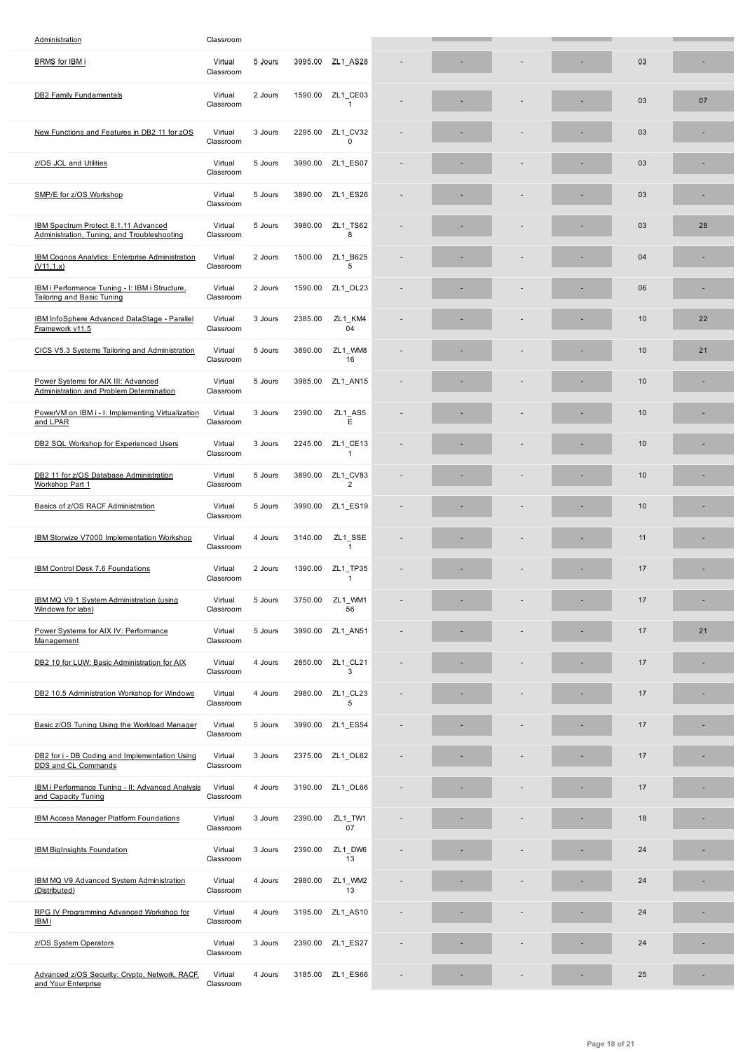| | | | | | | | | | | |
|---|---|---|---|---|---|---|---|---|---|---|
| Administration | Classroom | | | | | | | | | |
| BRMS for IBM i | Virtual Classroom | 5 Jours | 3995.00 | ZL1_AS28 | - | - | - | - | 03 | - |
| DB2 Family Fundamentals | Virtual Classroom | 2 Jours | 1590.00 | ZL1_CE031 | - | - | - | - | 03 | 07 |
| New Functions and Features in DB2 11 for zOS | Virtual Classroom | 3 Jours | 2295.00 | ZL1_CV320 | - | - | - | - | 03 | - |
| z/OS JCL and Utilities | Virtual Classroom | 5 Jours | 3990.00 | ZL1_ES07 | - | - | - | - | 03 | - |
| SMP/E for z/OS Workshop | Virtual Classroom | 5 Jours | 3890.00 | ZL1_ES26 | - | - | - | - | 03 | - |
| IBM Spectrum Protect 8.1.11 Advanced Administration, Tuning, and Troubleshooting | Virtual Classroom | 5 Jours | 3980.00 | ZL1_TS628 | - | - | - | - | 03 | 28 |
| IBM Cognos Analytics: Enterprise Administration (V11.1.x) | Virtual Classroom | 2 Jours | 1500.00 | ZL1_B6255 | - | - | - | - | 04 | - |
| IBM i Performance Tuning - I: IBM i Structure, Tailoring and Basic Tuning | Virtual Classroom | 2 Jours | 1590.00 | ZL1_OL23 | - | - | - | - | 06 | - |
| IBM InfoSphere Advanced DataStage - Parallel Framework v11.5 | Virtual Classroom | 3 Jours | 2385.00 | ZL1_KM404 | - | - | - | - | 10 | 22 |
| CICS V5.3 Systems Tailoring and Administration | Virtual Classroom | 5 Jours | 3890.00 | ZL1_WM816 | - | - | - | - | 10 | 21 |
| Power Systems for AIX III: Advanced Administration and Problem Determination | Virtual Classroom | 5 Jours | 3985.00 | ZL1_AN15 | - | - | - | - | 10 | - |
| PowerVM on IBM i - I: Implementing Virtualization and LPAR | Virtual Classroom | 3 Jours | 2390.00 | ZL1_AS5E | - | - | - | - | 10 | - |
| DB2 SQL Workshop for Experienced Users | Virtual Classroom | 3 Jours | 2245.00 | ZL1_CE131 | - | - | - | - | 10 | - |
| DB2 11 for z/OS Database Administration Workshop Part 1 | Virtual Classroom | 5 Jours | 3890.00 | ZL1_CV832 | - | - | - | - | 10 | - |
| Basics of z/OS RACF Administration | Virtual Classroom | 5 Jours | 3990.00 | ZL1_ES19 | - | - | - | - | 10 | - |
| IBM Storwize V7000 Implementation Workshop | Virtual Classroom | 4 Jours | 3140.00 | ZL1_SSE1 | - | - | - | - | 11 | - |
| IBM Control Desk 7.6 Foundations | Virtual Classroom | 2 Jours | 1390.00 | ZL1_TP351 | - | - | - | - | 17 | - |
| IBM MQ V9.1 System Administration (using Windows for labs) | Virtual Classroom | 5 Jours | 3750.00 | ZL1_WM156 | - | - | - | - | 17 | - |
| Power Systems for AIX IV: Performance Management | Virtual Classroom | 5 Jours | 3990.00 | ZL1_AN51 | - | - | - | - | 17 | 21 |
| DB2 10 for LUW: Basic Administration for AIX | Virtual Classroom | 4 Jours | 2850.00 | ZL1_CL213 | - | - | - | - | 17 | - |
| DB2 10.5 Administration Workshop for Windows | Virtual Classroom | 4 Jours | 2980.00 | ZL1_CL235 | - | - | - | - | 17 | - |
| Basic z/OS Tuning Using the Workload Manager | Virtual Classroom | 5 Jours | 3990.00 | ZL1_ES54 | - | - | - | - | 17 | - |
| DB2 for i - DB Coding and Implementation Using DDS and CL Commands | Virtual Classroom | 3 Jours | 2375.00 | ZL1_OL62 | - | - | - | - | 17 | - |
| IBM i Performance Tuning - II: Advanced Analysis and Capacity Tuning | Virtual Classroom | 4 Jours | 3190.00 | ZL1_OL66 | - | - | - | - | 17 | - |
| IBM Access Manager Platform Foundations | Virtual Classroom | 3 Jours | 2390.00 | ZL1_TW107 | - | - | - | - | 18 | - |
| IBM BigInsights Foundation | Virtual Classroom | 3 Jours | 2390.00 | ZL1_DW613 | - | - | - | - | 24 | - |
| IBM MQ V9 Advanced System Administration (Distributed) | Virtual Classroom | 4 Jours | 2980.00 | ZL1_WM213 | - | - | - | - | 24 | - |
| RPG IV Programming Advanced Workshop for IBM i | Virtual Classroom | 4 Jours | 3195.00 | ZL1_AS10 | - | - | - | - | 24 | - |
| z/OS System Operators | Virtual Classroom | 3 Jours | 2390.00 | ZL1_ES27 | - | - | - | - | 24 | - |
| Advanced z/OS Security: Crypto, Network, RACF, and Your Enterprise | Virtual Classroom | 4 Jours | 3185.00 | ZL1_ES66 | - | - | - | - | 25 | - |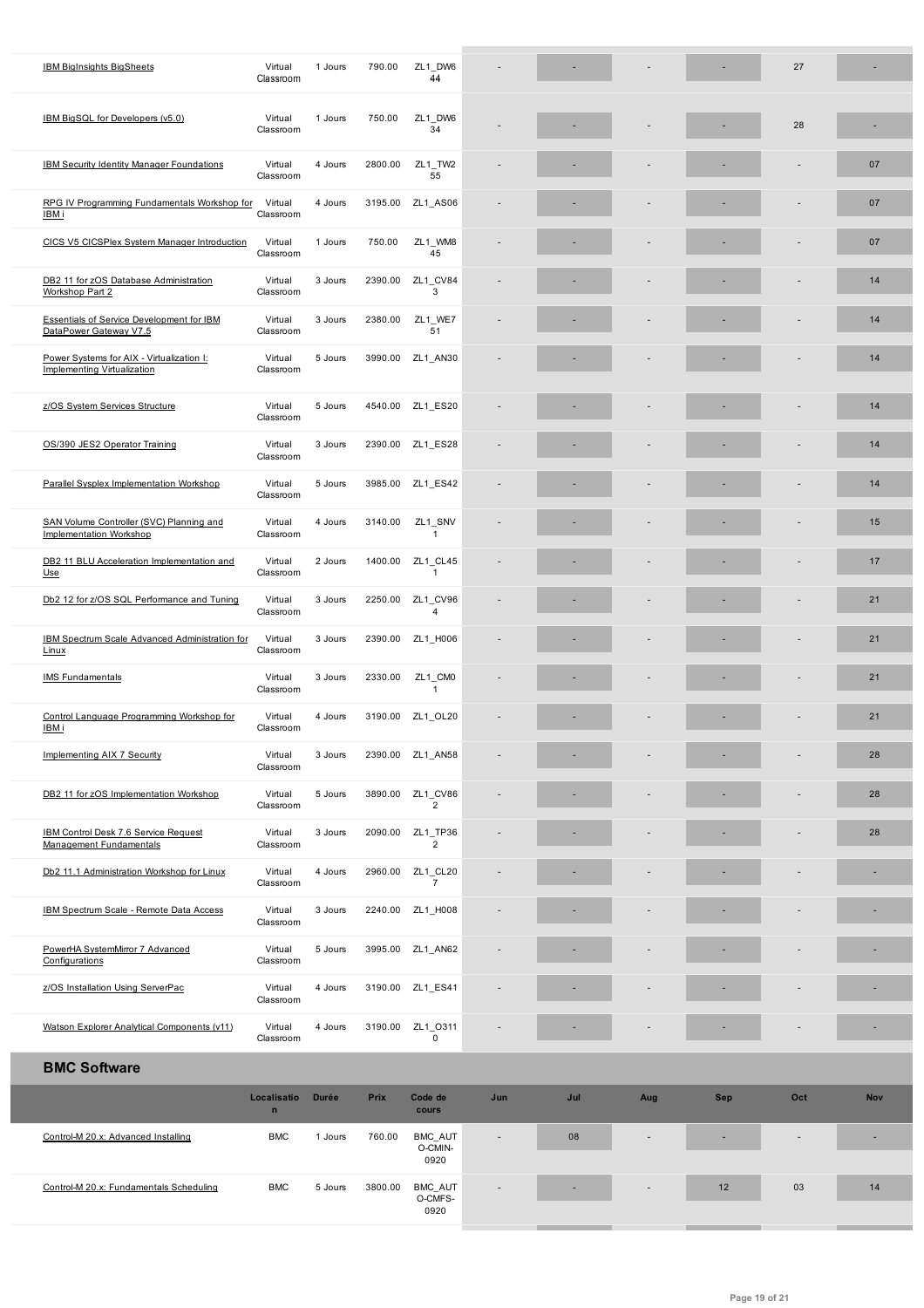| | | | | | | | | | | |
|---|---|---|---|---|---|---|---|---|---|---|
| IBM BigInsights BigSheets | Virtual Classroom | 1 Jours | 790.00 | ZL1_DW644 | - | - | - | - | 27 | - |
| IBM BigSQL for Developers (v5.0) | Virtual Classroom | 1 Jours | 750.00 | ZL1_DW634 | - | - | - | - | 28 | - |
| IBM Security Identity Manager Foundations | Virtual Classroom | 4 Jours | 2800.00 | ZL1_TW255 | - | - | - | - | - | 07 |
| RPG IV Programming Fundamentals Workshop for IBM i | Virtual Classroom | 4 Jours | 3195.00 | ZL1_AS06 | - | - | - | - | - | 07 |
| CICS V5 CICSPlex System Manager Introduction | Virtual Classroom | 1 Jours | 750.00 | ZL1_WM845 | - | - | - | - | - | 07 |
| DB2 11 for zOS Database Administration Workshop Part 2 | Virtual Classroom | 3 Jours | 2390.00 | ZL1_CV843 | - | - | - | - | - | 14 |
| Essentials of Service Development for IBM DataPower Gateway V7.5 | Virtual Classroom | 3 Jours | 2380.00 | ZL1_WE751 | - | - | - | - | - | 14 |
| Power Systems for AIX - Virtualization I: Implementing Virtualization | Virtual Classroom | 5 Jours | 3990.00 | ZL1_AN30 | - | - | - | - | - | 14 |
| z/OS System Services Structure | Virtual Classroom | 5 Jours | 4540.00 | ZL1_ES20 | - | - | - | - | - | 14 |
| OS/390 JES2 Operator Training | Virtual Classroom | 3 Jours | 2390.00 | ZL1_ES28 | - | - | - | - | - | 14 |
| Parallel Sysplex Implementation Workshop | Virtual Classroom | 5 Jours | 3985.00 | ZL1_ES42 | - | - | - | - | - | 14 |
| SAN Volume Controller (SVC) Planning and Implementation Workshop | Virtual Classroom | 4 Jours | 3140.00 | ZL1_SNV1 | - | - | - | - | - | 15 |
| DB2 11 BLU Acceleration Implementation and Use | Virtual Classroom | 2 Jours | 1400.00 | ZL1_CL451 | - | - | - | - | - | 17 |
| Db2 12 for z/OS SQL Performance and Tuning | Virtual Classroom | 3 Jours | 2250.00 | ZL1_CV964 | - | - | - | - | - | 21 |
| IBM Spectrum Scale Advanced Administration for Linux | Virtual Classroom | 3 Jours | 2390.00 | ZL1_H006 | - | - | - | - | - | 21 |
| IMS Fundamentals | Virtual Classroom | 3 Jours | 2330.00 | ZL1_CM01 | - | - | - | - | - | 21 |
| Control Language Programming Workshop for IBM i | Virtual Classroom | 4 Jours | 3190.00 | ZL1_OL20 | - | - | - | - | - | 21 |
| Implementing AIX 7 Security | Virtual Classroom | 3 Jours | 2390.00 | ZL1_AN58 | - | - | - | - | - | 28 |
| DB2 11 for zOS Implementation Workshop | Virtual Classroom | 5 Jours | 3890.00 | ZL1_CV862 | - | - | - | - | - | 28 |
| IBM Control Desk 7.6 Service Request Management Fundamentals | Virtual Classroom | 3 Jours | 2090.00 | ZL1_TP362 | - | - | - | - | - | 28 |
| Db2 11.1 Administration Workshop for Linux | Virtual Classroom | 4 Jours | 2960.00 | ZL1_CL207 | - | - | - | - | - | - |
| IBM Spectrum Scale - Remote Data Access | Virtual Classroom | 3 Jours | 2240.00 | ZL1_H008 | - | - | - | - | - | - |
| PowerHA SystemMirror 7 Advanced Configurations | Virtual Classroom | 5 Jours | 3995.00 | ZL1_AN62 | - | - | - | - | - | - |
| z/OS Installation Using ServerPac | Virtual Classroom | 4 Jours | 3190.00 | ZL1_ES41 | - | - | - | - | - | - |
| Watson Explorer Analytical Components (v11) | Virtual Classroom | 4 Jours | 3190.00 | ZL1_O3110 | - | - | - | - | - | - |

## BMC Software

| | Localisation | Durée | Prix | Code de cours | Jun | Jul | Aug | Sep | Oct | Nov |
|---|---|---|---|---|---|---|---|---|---|---|
| Control-M 20.x: Advanced Installing | BMC | 1 Jours | 760.00 | BMC_AUTO-CMIN-0920 | - | 08 | - | - | - | - |
| Control-M 20.x: Fundamentals Scheduling | BMC | 5 Jours | 3800.00 | BMC_AUTO-CMFS-0920 | - | - | - | 12 | 03 | 14 |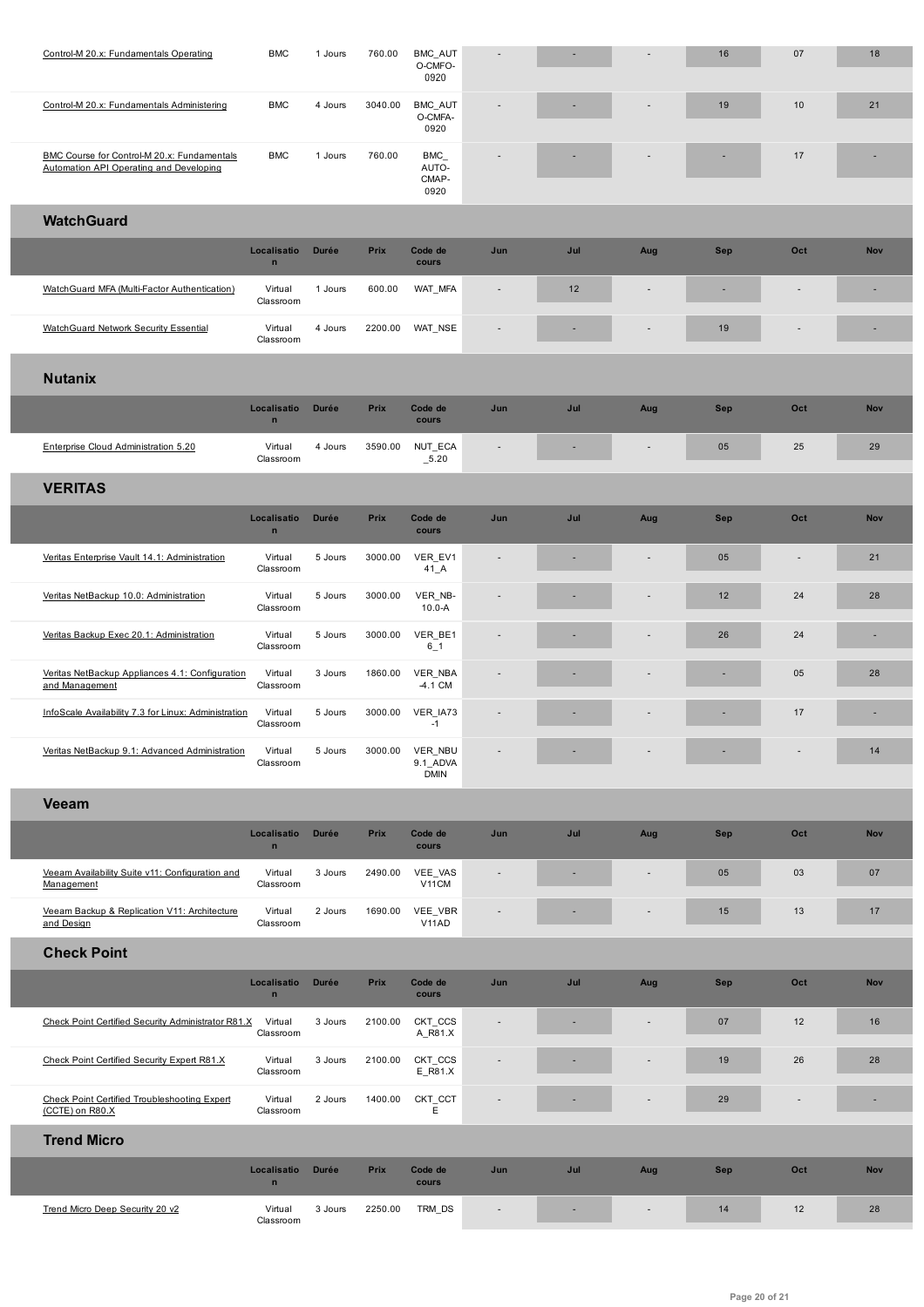| | | | | | | | | | | |
|---|---|---|---|---|---|---|---|---|---|---|
| Control-M 20.x: Fundamentals Operating | BMC | 1 Jours | 760.00 | BMC_AUTO-CMFO-0920 | - | - | - | 16 | 07 | 18 |
| Control-M 20.x: Fundamentals Administering | BMC | 4 Jours | 3040.00 | BMC_AUTO-CMFA-0920 | - | - | - | 19 | 10 | 21 |
| BMC Course for Control-M 20.x: Fundamentals Automation API Operating and Developing | BMC | 1 Jours | 760.00 | BMC_AUTO-CMAP-0920 | - | - | - | - | 17 | - |

## WatchGuard

| | Localisation | Durée | Prix | Code de cours | Jun | Jul | Aug | Sep | Oct | Nov |
|---|---|---|---|---|---|---|---|---|---|---|
| WatchGuard MFA (Multi-Factor Authentication) | Virtual Classroom | 1 Jours | 600.00 | WAT_MFA | - | 12 | - | - | - | - |
| WatchGuard Network Security Essential | Virtual Classroom | 4 Jours | 2200.00 | WAT_NSE | - | - | - | 19 | - | - |

## Nutanix

| | Localisation | Durée | Prix | Code de cours | Jun | Jul | Aug | Sep | Oct | Nov |
|---|---|---|---|---|---|---|---|---|---|---|
| Enterprise Cloud Administration 5.20 | Virtual Classroom | 4 Jours | 3590.00 | NUT_ECA_5.20 | - | - | - | 05 | 25 | 29 |

## VERITAS

| | Localisation | Durée | Prix | Code de cours | Jun | Jul | Aug | Sep | Oct | Nov |
|---|---|---|---|---|---|---|---|---|---|---|
| Veritas Enterprise Vault 14.1: Administration | Virtual Classroom | 5 Jours | 3000.00 | VER_EV141_A | - | - | - | 05 | - | 21 |
| Veritas NetBackup 10.0: Administration | Virtual Classroom | 5 Jours | 3000.00 | VER_NB-10.0-A | - | - | - | 12 | 24 | 28 |
| Veritas Backup Exec 20.1: Administration | Virtual Classroom | 5 Jours | 3000.00 | VER_BE16_1 | - | - | - | 26 | 24 | - |
| Veritas NetBackup Appliances 4.1: Configuration and Management | Virtual Classroom | 3 Jours | 1860.00 | VER_NBA-4.1 CM | - | - | - | - | 05 | 28 |
| InfoScale Availability 7.3 for Linux: Administration | Virtual Classroom | 5 Jours | 3000.00 | VER_IA73-1 | - | - | - | - | 17 | - |
| Veritas NetBackup 9.1: Advanced Administration | Virtual Classroom | 5 Jours | 3000.00 | VER_NBU9.1_ADVADMIN | - | - | - | - | - | 14 |

## Veeam

| | Localisation | Durée | Prix | Code de cours | Jun | Jul | Aug | Sep | Oct | Nov |
|---|---|---|---|---|---|---|---|---|---|---|
| Veeam Availability Suite v11: Configuration and Management | Virtual Classroom | 3 Jours | 2490.00 | VEE_VASV11CM | - | - | - | 05 | 03 | 07 |
| Veeam Backup & Replication V11: Architecture and Design | Virtual Classroom | 2 Jours | 1690.00 | VEE_VBRV11AD | - | - | - | 15 | 13 | 17 |

## Check Point

| | Localisation | Durée | Prix | Code de cours | Jun | Jul | Aug | Sep | Oct | Nov |
|---|---|---|---|---|---|---|---|---|---|---|
| Check Point Certified Security Administrator R81.X | Virtual Classroom | 3 Jours | 2100.00 | CKT_CCSA_R81.X | - | - | - | 07 | 12 | 16 |
| Check Point Certified Security Expert R81.X | Virtual Classroom | 3 Jours | 2100.00 | CKT_CCSE_R81.X | - | - | - | 19 | 26 | 28 |
| Check Point Certified Troubleshooting Expert (CCTE) on R80.X | Virtual Classroom | 2 Jours | 1400.00 | CKT_CCTE | - | - | - | 29 | - | - |

## Trend Micro

| | Localisation | Durée | Prix | Code de cours | Jun | Jul | Aug | Sep | Oct | Nov |
|---|---|---|---|---|---|---|---|---|---|---|
| Trend Micro Deep Security 20 v2 | Virtual Classroom | 3 Jours | 2250.00 | TRM_DS | - | - | - | 14 | 12 | 28 |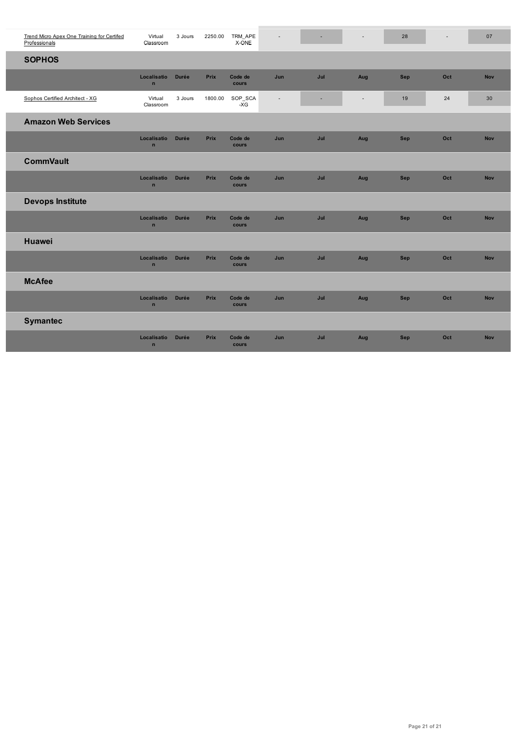| | Localisation | Durée | Prix | Code de cours | Jun | Jul | Aug | Sep | Oct | Nov |
|---|---|---|---|---|---|---|---|---|---|---|
| Trend Micro Apex One Training for Certifed Professionals | Virtual Classroom | 3 Jours | 2250.00 | TRM_APEX-ONE | - | - | - | 28 | - | 07 |

## SOPHOS

| | Localisation | Durée | Prix | Code de cours | Jun | Jul | Aug | Sep | Oct | Nov |
|---|---|---|---|---|---|---|---|---|---|---|
| Sophos Certified Architect - XG | Virtual Classroom | 3 Jours | 1800.00 | SOP_SCA-XG | - | - | - | 19 | 24 | 30 |

## Amazon Web Services

| | Localisation | Durée | Prix | Code de cours | Jun | Jul | Aug | Sep | Oct | Nov |
|---|---|---|---|---|---|---|---|---|---|---|

## CommVault

| | Localisation | Durée | Prix | Code de cours | Jun | Jul | Aug | Sep | Oct | Nov |
|---|---|---|---|---|---|---|---|---|---|---|

## Devops Institute

| | Localisation | Durée | Prix | Code de cours | Jun | Jul | Aug | Sep | Oct | Nov |
|---|---|---|---|---|---|---|---|---|---|---|

## Huawei

| | Localisation | Durée | Prix | Code de cours | Jun | Jul | Aug | Sep | Oct | Nov |
|---|---|---|---|---|---|---|---|---|---|---|

## McAfee

| | Localisation | Durée | Prix | Code de cours | Jun | Jul | Aug | Sep | Oct | Nov |
|---|---|---|---|---|---|---|---|---|---|---|

## Symantec

| | Localisation | Durée | Prix | Code de cours | Jun | Jul | Aug | Sep | Oct | Nov |
|---|---|---|---|---|---|---|---|---|---|---|